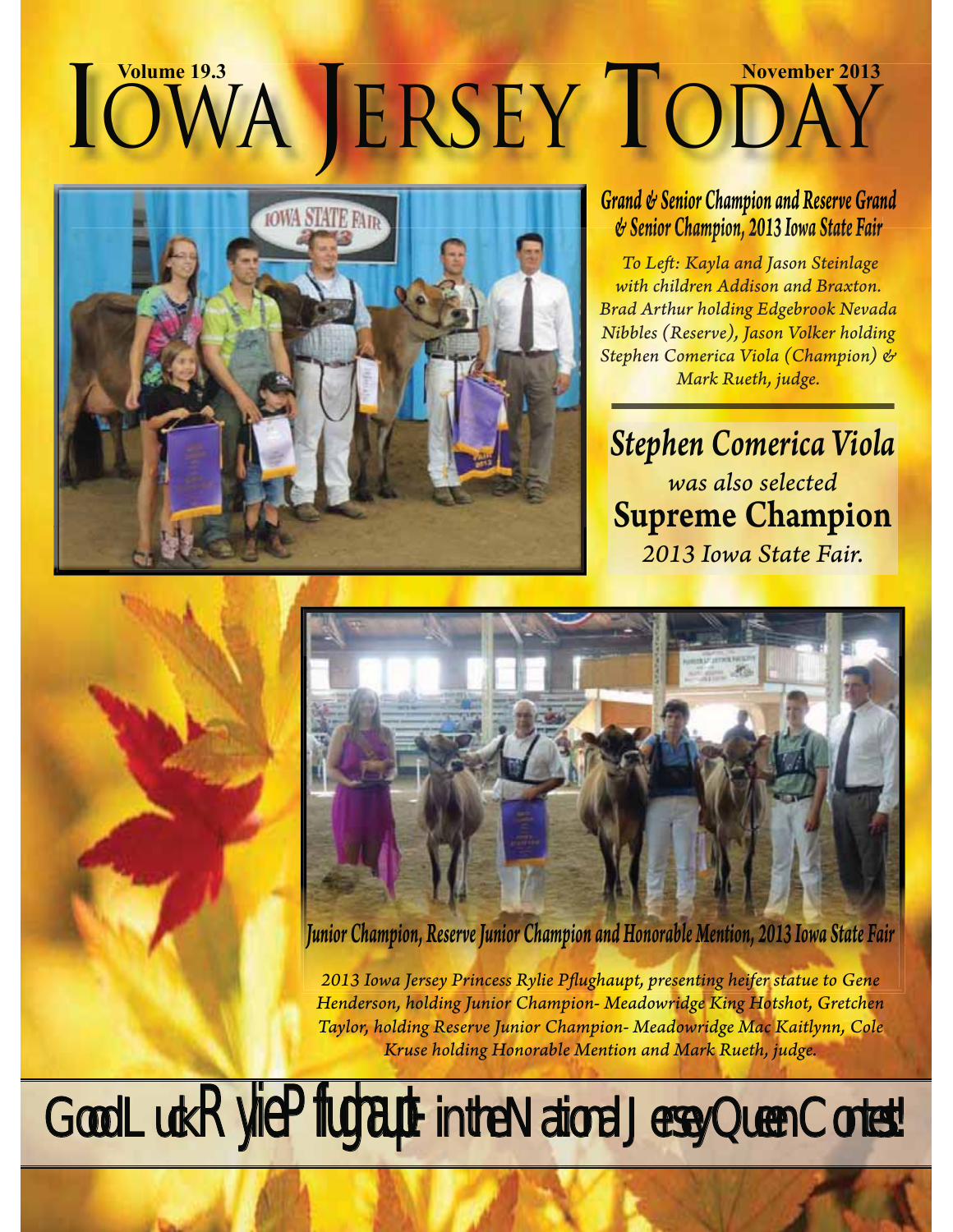# Iowa Jersey Today

**Volume 19.3** **November 2013**

## Grand & Senior Champion and Reserve Grand & Senior Champion, 2013 Iowa State Fair

*To Left: Kayla and Jason Steinlage with children Addison and Braxton. Brad Arthur holding Edgebrook Nevada Nibbles (Reserve), Jason Volker holding Stephen Comerica Viola (Champion) & Mark Rueth, judge.*

**Stephen Comerica Viola** *was also selected* **Supreme Champion** *2013 Iowa State Fair.*

## Junior Champion, Reserve Junior Champion and Honorable Mention, 2013 Iowa State Fair

*2013 Iowa Jersey Princess Rylie Pflughaupt, presenting heifer statue to Gene Henderson, holding Junior Champion- Meadowridge King Hotshot, Gretchen Taylor, holding Reserve Junior Champion- Meadowridge Mac Kaitlynn, Cole Kruse holding Honorable Mention and Mark Rueth, judge.*

## Good Luck Rylie Pflughaupt in the National Jersey Queen Contest!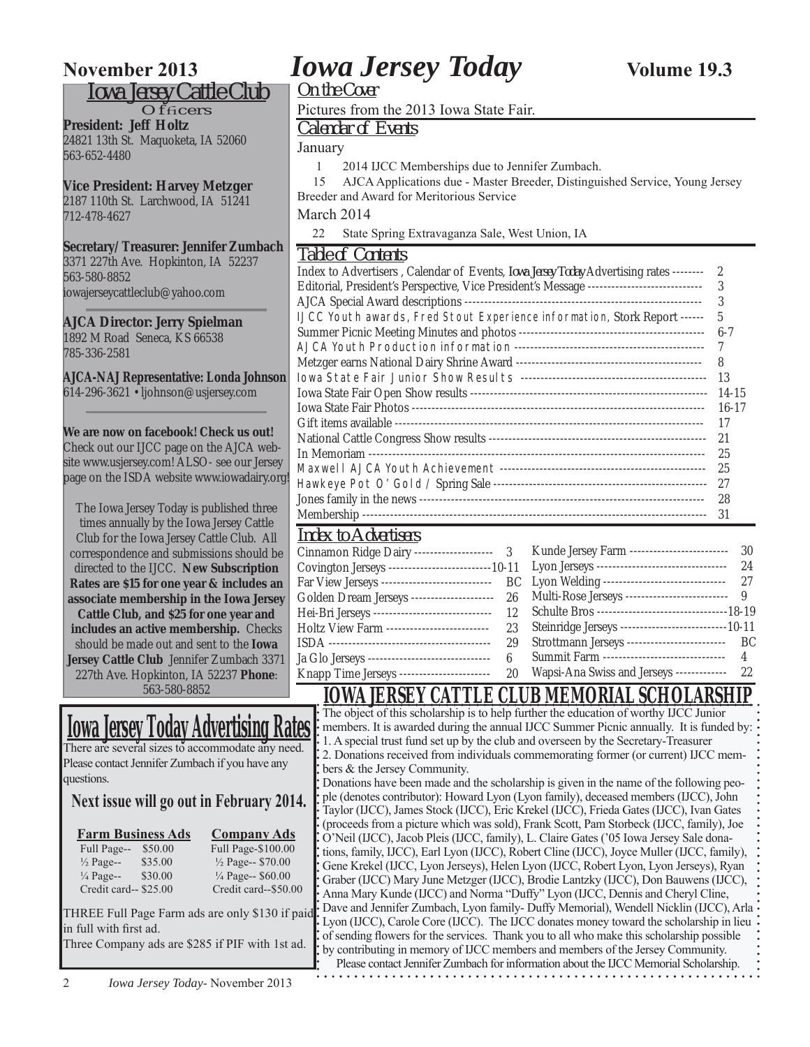# Iowa Jersey Today

November 2013 — Volume 19.3

## Iowa Jersey Cattle Club

### Officers

**President: Jeff Holtz**
24821 13th St. Maquoketa, IA 52060
563-652-4480

**Vice President: Harvey Metzger**
2187 110th St. Larchwood, IA 51241
712-478-4627

**Secretary/Treasurer: Jennifer Zumbach**
3371 227th Ave. Hopkinton, IA 52237
563-580-8852
iowajerseycattleclub@yahoo.com

**AJCA Director: Jerry Spielman**
1892 M Road Seneca, KS 66538
785-336-2581

**AJCA-NAJ Representative: Londa Johnson**
614-296-3621 • ljohnson@usjersey.com

**We are now on facebook! Check us out!** Check out our IJCC page on the AJCA website www.usjersey.com! ALSO - see our Jersey page on the ISDA website www.iowadairy.org!

The Iowa Jersey Today is published three times annually by the Iowa Jersey Cattle Club for the Iowa Jersey Cattle Club. All correspondence and submissions should be directed to the IJCC. **New Subscription Rates are $15 for one year & includes an associate membership in the Iowa Jersey Cattle Club, and $25 for one year and includes an active membership.** Checks should be made out and sent to the **Iowa Jersey Cattle Club** Jennifer Zumbach 3371 227th Ave. Hopkinton, IA 52237 **Phone**: 563-580-8852

## Iowa Jersey Today Advertising Rates

There are several sizes to accommodate any need. Please contact Jennifer Zumbach if you have any questions.

**Next issue will go out in February 2014.**

| Farm Business Ads | | Company Ads | |
|---|---|---|---|
| Full Page-- | $50.00 | Full Page- | $100.00 |
| ½ Page-- | $35.00 | ½ Page-- | $70.00 |
| ¼ Page-- | $30.00 | ¼ Page-- | $60.00 |
| Credit card-- | $25.00 | Credit card-- | $50.00 |

THREE Full Page Farm ads are only $130 if paid in full with first ad.
Three Company ads are $285 if PIF with 1st ad.

## On the Cover

Pictures from the 2013 Iowa State Fair.

## Calendar of Events

January
- 1 — 2014 IJCC Memberships due to Jennifer Zumbach.
- 15 — AJCA Applications due - Master Breeder, Distinguished Service, Young Jersey Breeder and Award for Meritorious Service

March 2014
- 22 — State Spring Extravaganza Sale, West Union, IA

## Table of Contents

| Item | Page |
|---|---|
| Index to Advertisers , Calendar of Events, *Iowa Jersey Today* Advertising rates | 2 |
| Editorial, President's Perspective, Vice President's Message | 3 |
| AJCA Special Award descriptions | 3 |
| IJCC Youth awards, Fred Stout Experience information, Stork Report | 5 |
| Summer Picnic Meeting Minutes and photos | 6-7 |
| AJCA Youth Production information | 7 |
| Metzger earns National Dairy Shrine Award | 8 |
| Iowa State Fair Junior Show Results | 13 |
| Iowa State Fair Open Show results | 14-15 |
| Iowa State Fair Photos | 16-17 |
| Gift items available | 17 |
| National Cattle Congress Show results | 21 |
| In Memoriam | 25 |
| Maxwell AJCA Youth Achievement | 25 |
| Hawkeye Pot O' Gold / Spring Sale | 27 |
| Jones family in the news | 28 |
| Membership | 31 |

## Index to Advertisers

| Advertiser | Page | Advertiser | Page |
|---|---|---|---|
| Cinnamon Ridge Dairy | 3 | Kunde Jersey Farm | 30 |
| Covington Jerseys | 10-11 | Lyon Jerseys | 24 |
| Far View Jerseys | BC | Lyon Welding | 27 |
| Golden Dream Jerseys | 26 | Multi-Rose Jerseys | 9 |
| Hei-Bri Jerseys | 12 | Schulte Bros | 18-19 |
| Holtz View Farm | 23 | Steinridge Jerseys | 10-11 |
| ISDA | 29 | Strottmann Jerseys | BC |
| Ja Glo Jerseys | 6 | Summit Farm | 4 |
| Knapp Time Jerseys | 20 | Wapsi-Ana Swiss and Jerseys | 22 |

## IOWA JERSEY CATTLE CLUB MEMORIAL SCHOLARSHIP

The object of this scholarship is to help further the education of worthy IJCC Junior members. It is awarded during the annual IJCC Summer Picnic annually. It is funded by:
1. A special trust fund set up by the club and overseen by the Secretary-Treasurer
2. Donations received from individuals commemorating former (or current) IJCC members & the Jersey Community.

Donations have been made and the scholarship is given in the name of the following people (denotes contributor): Howard Lyon (Lyon family), deceased members (IJCC), John Taylor (IJCC), James Stock (IJCC), Eric Krekel (IJCC), Frieda Gates (IJCC), Ivan Gates (proceeds from a picture which was sold), Frank Scott, Pam Storbeck (IJCC, family), Joe O'Neil (IJCC), Jacob Pleis (IJCC, family), L. Claire Gates ('05 Iowa Jersey Sale donations, family, IJCC), Earl Lyon (IJCC), Robert Cline (IJCC), Joyce Muller (IJCC, family), Gene Krekel (IJCC, Lyon Jerseys), Helen Lyon (IJCC, Robert Lyon, Lyon Jerseys), Ryan Graber (IJCC) Mary June Metzger (IJCC), Brodie Lantzky (IJCC), Don Bauwens (IJCC), Anna Mary Kunde (IJCC) and Norma "Duffy" Lyon (IJCC, Dennis and Cheryl Cline, Dave and Jennifer Zumbach, Lyon family- Duffy Memorial), Wendell Nicklin (IJCC), Arla Lyon (IJCC), Carole Core (IJCC). The IJCC donates money toward the scholarship in lieu of sending flowers for the services. Thank you to all who make this scholarship possible by contributing in memory of IJCC members and members of the Jersey Community.

Please contact Jennifer Zumbach for information about the IJCC Memorial Scholarship.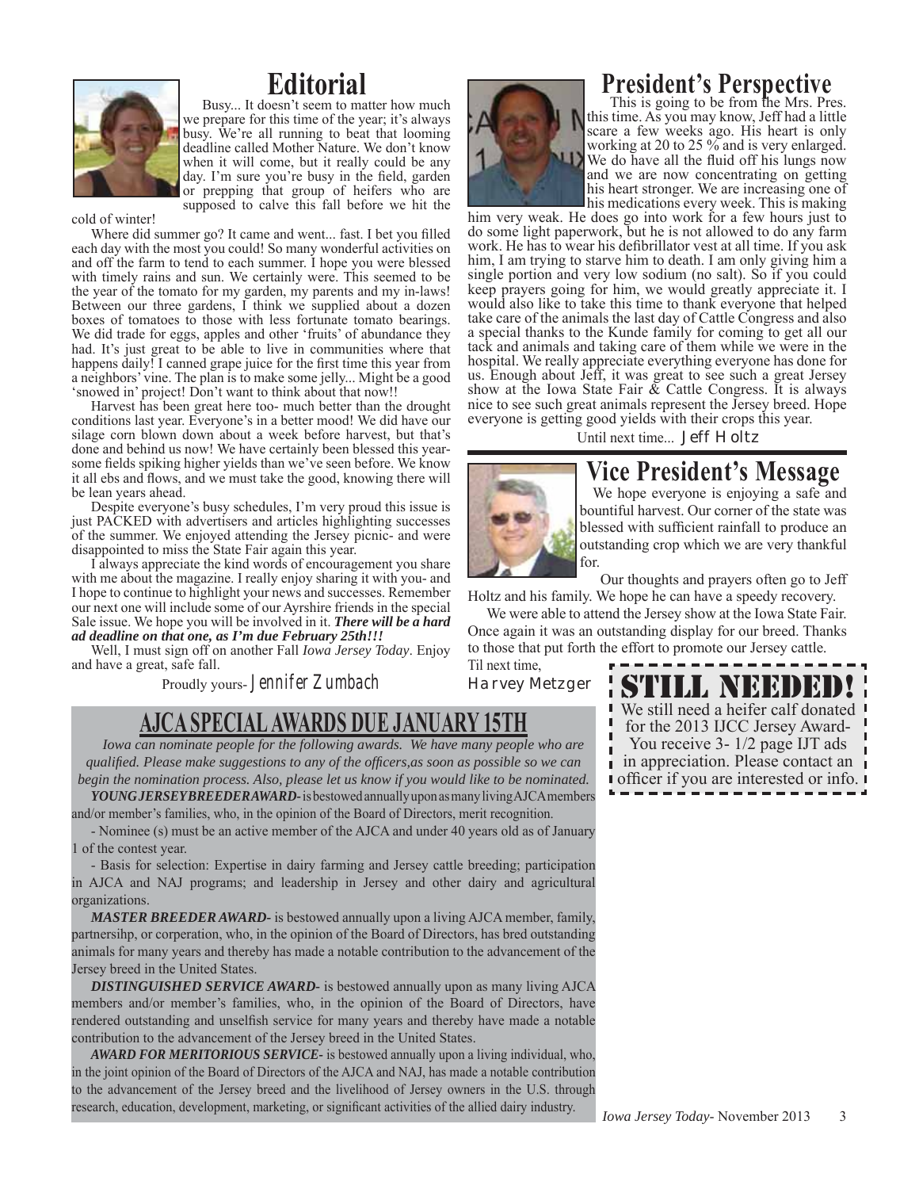# Editorial

Busy... It doesn't seem to matter how much we prepare for this time of the year; it's always busy. We're all running to beat that looming deadline called Mother Nature. We don't know when it will come, but it really could be any day. I'm sure you're busy in the field, garden or prepping that group of heifers who are supposed to calve this fall before we hit the cold of winter!

Where did summer go? It came and went... fast. I bet you filled each day with the most you could! So many wonderful activities on and off the farm to tend to each summer. I hope you were blessed with timely rains and sun. We certainly were. This seemed to be the year of the tomato for my garden, my parents and my in-laws! Between our three gardens, I think we supplied about a dozen boxes of tomatoes to those with less fortunate tomato bearings. We did trade for eggs, apples and other 'fruits' of abundance they had. It's just great to be able to live in communities where that happens daily! I canned grape juice for the first time this year from a neighbors' vine. The plan is to make some jelly... Might be a good 'snowed in' project! Don't want to think about that now!!

Harvest has been great here too- much better than the drought conditions last year. Everyone's in a better mood! We did have our silage corn blown down about a week before harvest, but that's done and behind us now! We have certainly been blessed this year- some fields spiking higher yields than we've seen before. We know it all ebs and flows, and we must take the good, knowing there will be lean years ahead.

Despite everyone's busy schedules, I'm very proud this issue is just PACKED with advertisers and articles highlighting successes of the summer. We enjoyed attending the Jersey picnic- and were disappointed to miss the State Fair again this year.

I always appreciate the kind words of encouragement you share with me about the magazine. I really enjoy sharing it with you- and I hope to continue to highlight your news and successes. Remember our next one will include some of our Ayrshire friends in the special Sale issue. We hope you will be involved in it. ***There will be a hard ad deadline on that one, as I'm due February 25th!!!***

Well, I must sign off on another Fall *Iowa Jersey Today*. Enjoy and have a great, safe fall.

Proudly yours- *Jennifer Zumbach*

# President's Perspective

This is going to be from the Mrs. Pres. this time. As you may know, Jeff had a little scare a few weeks ago. His heart is only working at 20 to 25 % and is very enlarged. We do have all the fluid off his lungs now and we are now concentrating on getting his heart stronger. We are increasing one of his medications every week. This is making him very weak. He does go into work for a few hours just to do some light paperwork, but he is not allowed to do any farm work. He has to wear his defibrillator vest at all time. If you ask him, I am trying to starve him to death. I am only giving him a single portion and very low sodium (no salt). So if you could keep prayers going for him, we would greatly appreciate it. I would also like to take this time to thank everyone that helped take care of the animals the last day of Cattle Congress and also a special thanks to the Kunde family for coming to get all our tack and animals and taking care of them while we were in the hospital. We really appreciate everything everyone has done for us. Enough about Jeff, it was great to see such a great Jersey show at the Iowa State Fair & Cattle Congress. It is always nice to see such great animals represent the Jersey breed. Hope everyone is getting good yields with their crops this year.

Until next time... Jeff Holtz

# Vice President's Message

We hope everyone is enjoying a safe and bountiful harvest. Our corner of the state was blessed with sufficient rainfall to produce an outstanding crop which we are very thankful for.

Our thoughts and prayers often go to Jeff Holtz and his family. We hope he can have a speedy recovery.

We were able to attend the Jersey show at the Iowa State Fair. Once again it was an outstanding display for our breed. Thanks to those that put forth the effort to promote our Jersey cattle.

Til next time,

Harvey Metzger

## STILL NEEDED!

We still need a heifer calf donated for the 2013 IJCC Jersey Award- You receive 3- 1/2 page IJT ads in appreciation. Please contact an officer if you are interested or info.

## AJCA SPECIAL AWARDS DUE JANUARY 15TH

*Iowa can nominate people for the following awards. We have many people who are qualified. Please make suggestions to any of the officers,as soon as possible so we can begin the nomination process. Also, please let us know if you would like to be nominated.*

***YOUNG JERSEY BREEDER AWARD-*** is bestowed annually upon as many living AJCA members and/or member's families, who, in the opinion of the Board of Directors, merit recognition.

- Nominee (s) must be an active member of the AJCA and under 40 years old as of January 1 of the contest year.

- Basis for selection: Expertise in dairy farming and Jersey cattle breeding; participation in AJCA and NAJ programs; and leadership in Jersey and other dairy and agricultural organizations.

***MASTER BREEDER AWARD-*** is bestowed annually upon a living AJCA member, family, partnersihp, or corperation, who, in the opinion of the Board of Directors, has bred outstanding animals for many years and thereby has made a notable contribution to the advancement of the Jersey breed in the United States.

***DISTINGUISHED SERVICE AWARD-*** is bestowed annually upon as many living AJCA members and/or member's families, who, in the opinion of the Board of Directors, have rendered outstanding and unselfish service for many years and thereby have made a notable contribution to the advancement of the Jersey breed in the United States.

***AWARD FOR MERITORIOUS SERVICE-*** is bestowed annually upon a living individual, who, in the joint opinion of the Board of Directors of the AJCA and NAJ, has made a notable contribution to the advancement of the Jersey breed and the livelihood of Jersey owners in the U.S. through research, education, development, marketing, or significant activities of the allied dairy industry.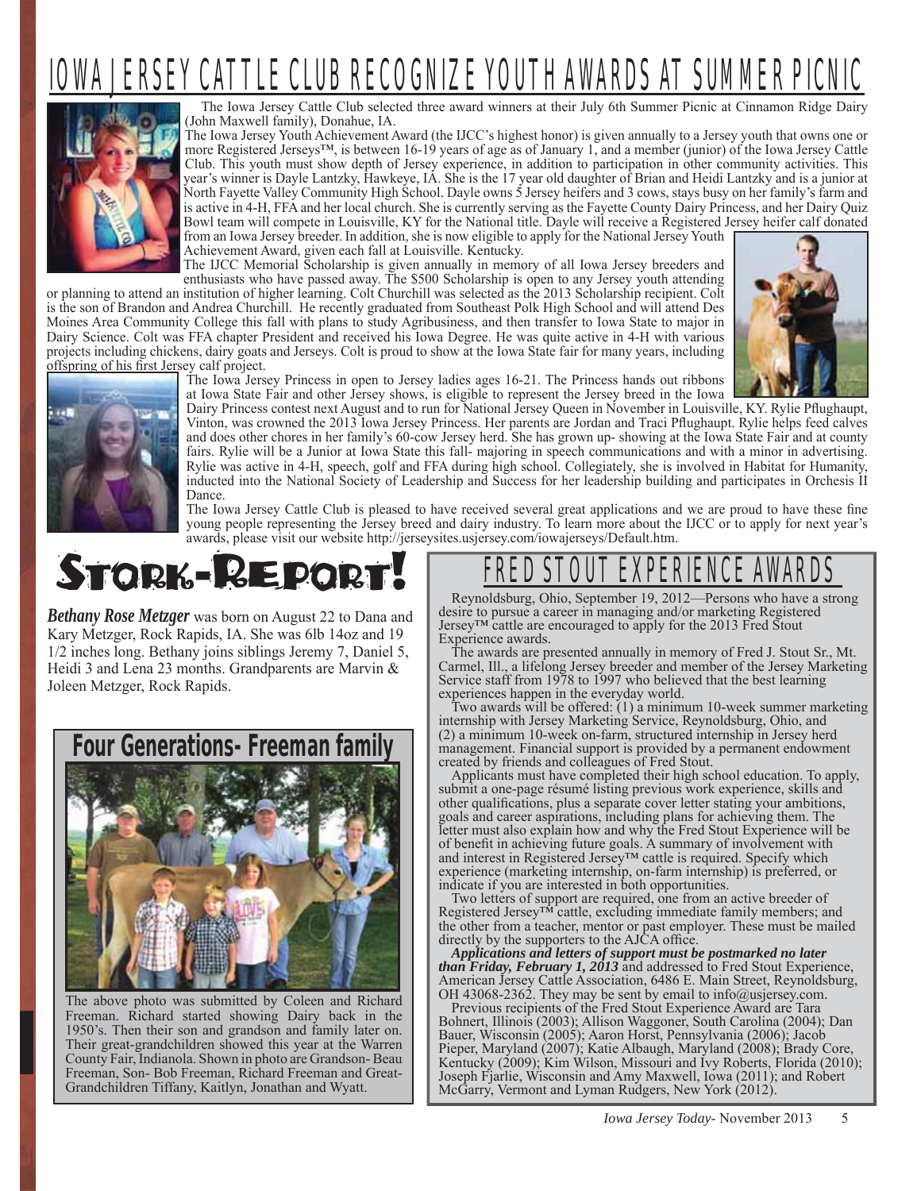# IOWA JERSEY CATTLE CLUB RECOGNIZE YOUTH AWARDS AT SUMMER PICNIC

The Iowa Jersey Cattle Club selected three award winners at their July 6th Summer Picnic at Cinnamon Ridge Dairy (John Maxwell family), Donahue, IA.

The Iowa Jersey Youth Achievement Award (the IJCC's highest honor) is given annually to a Jersey youth that owns one or more Registered Jerseys™, is between 16-19 years of age as of January 1, and a member (junior) of the Iowa Jersey Cattle Club. This youth must show depth of Jersey experience, in addition to participation in other community activities. This year's winner is Dayle Lantzky, Hawkeye, IA. She is the 17 year old daughter of Brian and Heidi Lantzky and is a junior at North Fayette Valley Community High School. Dayle owns 5 Jersey heifers and 3 cows, stays busy on her family's farm and is active in 4-H, FFA and her local church. She is currently serving as the Fayette County Dairy Princess, and her Dairy Quiz Bowl team will compete in Louisville, KY for the National title. Dayle will receive a Registered Jersey heifer calf donated from an Iowa Jersey breeder. In addition, she is now eligible to apply for the National Jersey Youth Achievement Award, given each fall at Louisville. Kentucky.

The IJCC Memorial Scholarship is given annually in memory of all Iowa Jersey breeders and enthusiasts who have passed away. The $500 Scholarship is open to any Jersey youth attending or planning to attend an institution of higher learning. Colt Churchill was selected as the 2013 Scholarship recipient. Colt is the son of Brandon and Andrea Churchill. He recently graduated from Southeast Polk High School and will attend Des Moines Area Community College this fall with plans to study Agribusiness, and then transfer to Iowa State to major in Dairy Science. Colt was FFA chapter President and received his Iowa Degree. He was quite active in 4-H with various projects including chickens, dairy goats and Jerseys. Colt is proud to show at the Iowa State fair for many years, including offspring of his first Jersey calf project.

The Iowa Jersey Princess in open to Jersey ladies ages 16-21. The Princess hands out ribbons at Iowa State Fair and other Jersey shows, is eligible to represent the Jersey breed in the Iowa Dairy Princess contest next August and to run for National Jersey Queen in November in Louisville, KY. Rylie Pflughaupt, Vinton, was crowned the 2013 Iowa Jersey Princess. Her parents are Jordan and Traci Pflughaupt. Rylie helps feed calves and does other chores in her family's 60-cow Jersey herd. She has grown up- showing at the Iowa State Fair and at county fairs. Rylie will be a Junior at Iowa State this fall- majoring in speech communications and with a minor in advertising. Rylie was active in 4-H, speech, golf and FFA during high school. Collegiately, she is involved in Habitat for Humanity, inducted into the National Society of Leadership and Success for her leadership building and participates in Orchesis II Dance.

The Iowa Jersey Cattle Club is pleased to have received several great applications and we are proud to have these fine young people representing the Jersey breed and dairy industry. To learn more about the IJCC or to apply for next year's awards, please visit our website http://jerseysites.usjersey.com/iowajerseys/Default.htm.

## Stork-Report!

***Bethany Rose Metzger*** was born on August 22 to Dana and Kary Metzger, Rock Rapids, IA. She was 6lb 14oz and 19 1/2 inches long. Bethany joins siblings Jeremy 7, Daniel 5, Heidi 3 and Lena 23 months. Grandparents are Marvin & Joleen Metzger, Rock Rapids.

## Four Generations- Freeman family

The above photo was submitted by Coleen and Richard Freeman. Richard started showing Dairy back in the 1950's. Then their son and grandson and family later on. Their great-grandchildren showed this year at the Warren County Fair, Indianola. Shown in photo are Grandson- Beau Freeman, Son- Bob Freeman, Richard Freeman and Great-Grandchildren Tiffany, Kaitlyn, Jonathan and Wyatt.

## FRED STOUT EXPERIENCE AWARDS

Reynoldsburg, Ohio, September 19, 2012—Persons who have a strong desire to pursue a career in managing and/or marketing Registered Jersey™ cattle are encouraged to apply for the 2013 Fred Stout Experience awards.

The awards are presented annually in memory of Fred J. Stout Sr., Mt. Carmel, Ill., a lifelong Jersey breeder and member of the Jersey Marketing Service staff from 1978 to 1997 who believed that the best learning experiences happen in the everyday world.

Two awards will be offered: (1) a minimum 10-week summer marketing internship with Jersey Marketing Service, Reynoldsburg, Ohio, and (2) a minimum 10-week on-farm, structured internship in Jersey herd management. Financial support is provided by a permanent endowment created by friends and colleagues of Fred Stout.

Applicants must have completed their high school education. To apply, submit a one-page résumé listing previous work experience, skills and other qualifications, plus a separate cover letter stating your ambitions, goals and career aspirations, including plans for achieving them. The letter must also explain how and why the Fred Stout Experience will be of benefit in achieving future goals. A summary of involvement with and interest in Registered Jersey™ cattle is required. Specify which experience (marketing internship, on-farm internship) is preferred, or indicate if you are interested in both opportunities.

Two letters of support are required, one from an active breeder of Registered Jersey™ cattle, excluding immediate family members; and the other from a teacher, mentor or past employer. These must be mailed directly by the supporters to the AJCA office.

***Applications and letters of support must be postmarked no later than Friday, February 1, 2013*** and addressed to Fred Stout Experience, American Jersey Cattle Association, 6486 E. Main Street, Reynoldsburg, OH 43068-2362. They may be sent by email to info@usjersey.com.

Previous recipients of the Fred Stout Experience Award are Tara Bohnert, Illinois (2003); Allison Waggoner, South Carolina (2004); Dan Bauer, Wisconsin (2005); Aaron Horst, Pennsylvania (2006); Jacob Pieper, Maryland (2007); Katie Albaugh, Maryland (2008); Brady Core, Kentucky (2009); Kim Wilson, Missouri and Ivy Roberts, Florida (2010); Joseph Fjarlie, Wisconsin and Amy Maxwell, Iowa (2011); and Robert McGarry, Vermont and Lyman Rudgers, New York (2012).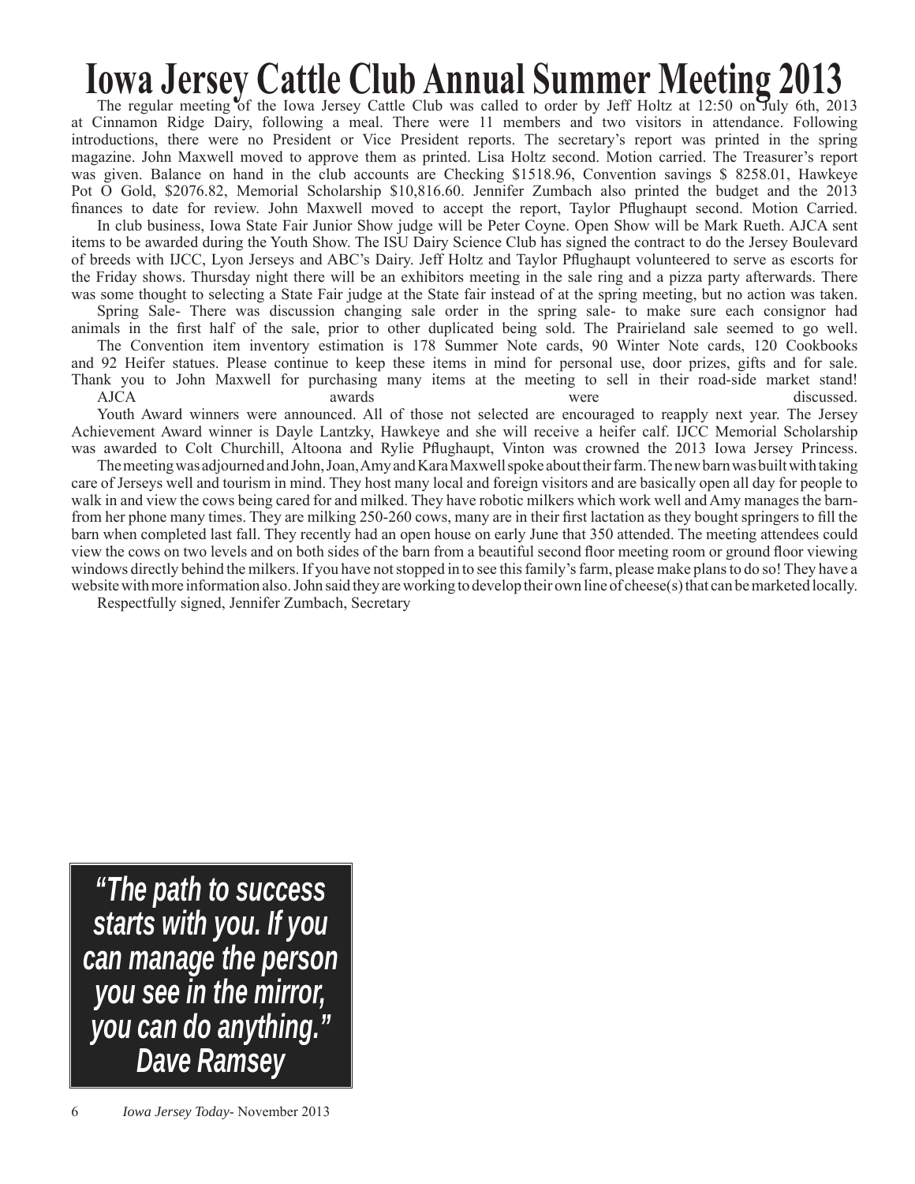# Iowa Jersey Cattle Club Annual Summer Meeting 2013

The regular meeting of the Iowa Jersey Cattle Club was called to order by Jeff Holtz at 12:50 on July 6th, 2013 at Cinnamon Ridge Dairy, following a meal. There were 11 members and two visitors in attendance. Following introductions, there were no President or Vice President reports. The secretary's report was printed in the spring magazine. John Maxwell moved to approve them as printed. Lisa Holtz second. Motion carried. The Treasurer's report was given. Balance on hand in the club accounts are Checking $1518.96, Convention savings $ 8258.01, Hawkeye Pot O Gold, $2076.82, Memorial Scholarship $10,816.60. Jennifer Zumbach also printed the budget and the 2013 finances to date for review. John Maxwell moved to accept the report, Taylor Pflughaupt second. Motion Carried.

In club business, Iowa State Fair Junior Show judge will be Peter Coyne. Open Show will be Mark Rueth. AJCA sent items to be awarded during the Youth Show. The ISU Dairy Science Club has signed the contract to do the Jersey Boulevard of breeds with IJCC, Lyon Jerseys and ABC's Dairy. Jeff Holtz and Taylor Pflughaupt volunteered to serve as escorts for the Friday shows. Thursday night there will be an exhibitors meeting in the sale ring and a pizza party afterwards. There was some thought to selecting a State Fair judge at the State fair instead of at the spring meeting, but no action was taken.

Spring Sale- There was discussion changing sale order in the spring sale- to make sure each consignor had animals in the first half of the sale, prior to other duplicated being sold. The Prairieland sale seemed to go well.

The Convention item inventory estimation is 178 Summer Note cards, 90 Winter Note cards, 120 Cookbooks and 92 Heifer statues. Please continue to keep these items in mind for personal use, door prizes, gifts and for sale. Thank you to John Maxwell for purchasing many items at the meeting to sell in their road-side market stand!

AJCA awards were discussed.

Youth Award winners were announced. All of those not selected are encouraged to reapply next year. The Jersey Achievement Award winner is Dayle Lantzky, Hawkeye and she will receive a heifer calf. IJCC Memorial Scholarship was awarded to Colt Churchill, Altoona and Rylie Pflughaupt, Vinton was crowned the 2013 Iowa Jersey Princess.

The meeting was adjourned and John, Joan, Amy and Kara Maxwell spoke about their farm. The new barn was built with taking care of Jerseys well and tourism in mind. They host many local and foreign visitors and are basically open all day for people to walk in and view the cows being cared for and milked. They have robotic milkers which work well and Amy manages the barn-from her phone many times. They are milking 250-260 cows, many are in their first lactation as they bought springers to fill the barn when completed last fall. They recently had an open house on early June that 350 attended. The meeting attendees could view the cows on two levels and on both sides of the barn from a beautiful second floor meeting room or ground floor viewing windows directly behind the milkers. If you have not stopped in to see this family's farm, please make plans to do so! They have a website with more information also. John said they are working to develop their own line of cheese(s) that can be marketed locally.

Respectfully signed, Jennifer Zumbach, Secretary

> ***"The path to success starts with you. If you can manage the person you see in the mirror, you can do anything."***
> ***Dave Ramsey***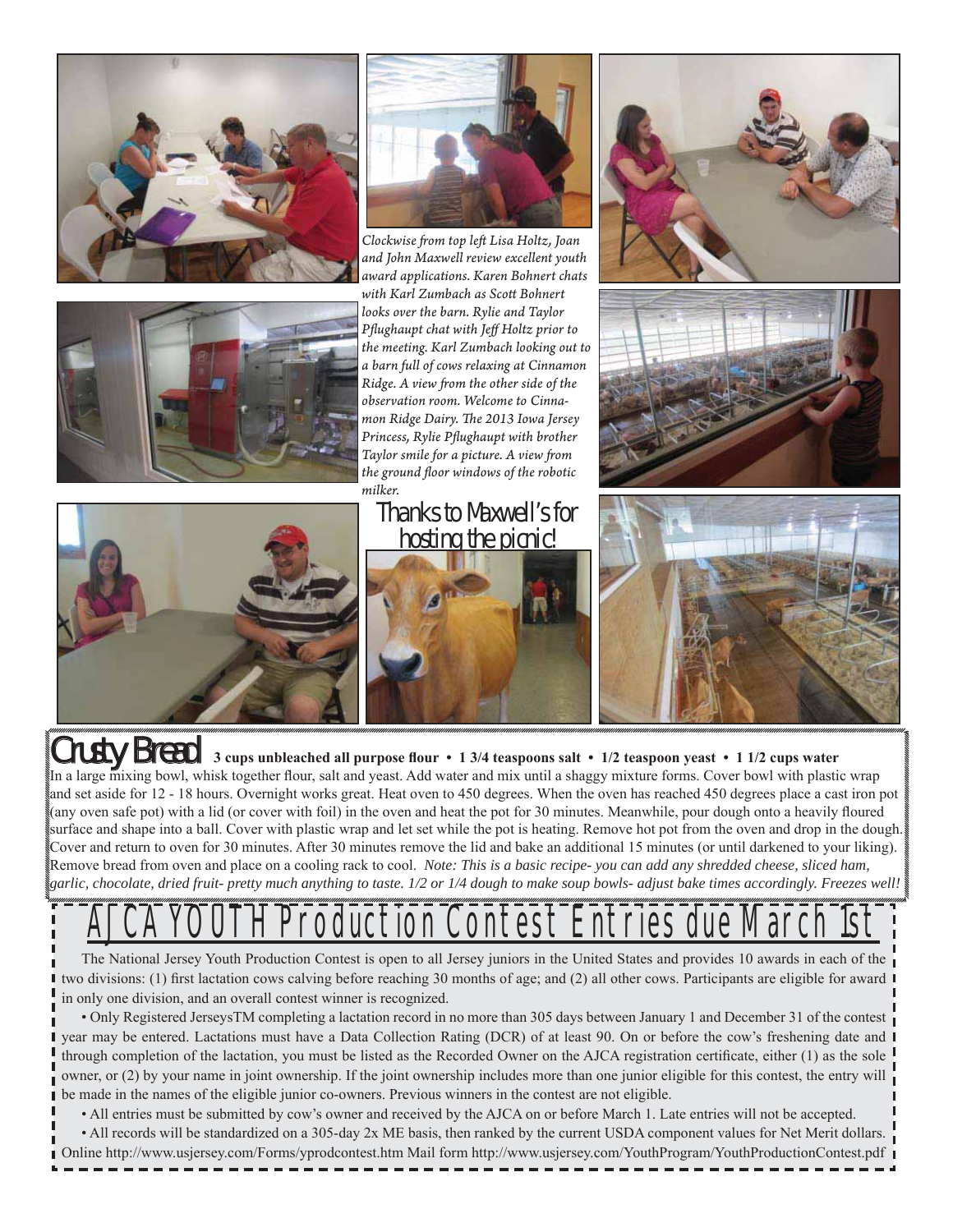*Clockwise from top left Lisa Holtz, Joan and John Maxwell review excellent youth award applications. Karen Bohnert chats with Karl Zumbach as Scott Bohnert looks over the barn. Rylie and Taylor Pflughaupt chat with Jeff Holtz prior to the meeting. Karl Zumbach looking out to a barn full of cows relaxing at Cinnamon Ridge. A view from the other side of the observation room. Welcome to Cinnamon Ridge Dairy. The 2013 Iowa Jersey Princess, Rylie Pflughaupt with brother Taylor smile for a picture. A view from the ground floor windows of the robotic milker.*

Thanks to Maxwell's for hosting the picnic!

## Crusty Bread

**3 cups unbleached all purpose flour • 1 3/4 teaspoons salt • 1/2 teaspoon yeast • 1 1/2 cups water**

In a large mixing bowl, whisk together flour, salt and yeast. Add water and mix until a shaggy mixture forms. Cover bowl with plastic wrap and set aside for 12 - 18 hours. Overnight works great. Heat oven to 450 degrees. When the oven has reached 450 degrees place a cast iron pot (any oven safe pot) with a lid (or cover with foil) in the oven and heat the pot for 30 minutes. Meanwhile, pour dough onto a heavily floured surface and shape into a ball. Cover with plastic wrap and let set while the pot is heating. Remove hot pot from the oven and drop in the dough. Cover and return to oven for 30 minutes. After 30 minutes remove the lid and bake an additional 15 minutes (or until darkened to your liking). Remove bread from oven and place on a cooling rack to cool. *Note: This is a basic recipe- you can add any shredded cheese, sliced ham, garlic, chocolate, dried fruit- pretty much anything to taste. 1/2 or 1/4 dough to make soup bowls- adjust bake times accordingly. Freezes well!*

## AJCA YOUTH Production Contest Entries due March 1st

The National Jersey Youth Production Contest is open to all Jersey juniors in the United States and provides 10 awards in each of the two divisions: (1) first lactation cows calving before reaching 30 months of age; and (2) all other cows. Participants are eligible for award in only one division, and an overall contest winner is recognized.

• Only Registered JerseysTM completing a lactation record in no more than 305 days between January 1 and December 31 of the contest year may be entered. Lactations must have a Data Collection Rating (DCR) of at least 90. On or before the cow's freshening date and through completion of the lactation, you must be listed as the Recorded Owner on the AJCA registration certificate, either (1) as the sole owner, or (2) by your name in joint ownership. If the joint ownership includes more than one junior eligible for this contest, the entry will be made in the names of the eligible junior co-owners. Previous winners in the contest are not eligible.

• All entries must be submitted by cow's owner and received by the AJCA on or before March 1. Late entries will not be accepted.

• All records will be standardized on a 305-day 2x ME basis, then ranked by the current USDA component values for Net Merit dollars.

Online http://www.usjersey.com/Forms/yprodcontest.htm Mail form http://www.usjersey.com/YouthProgram/YouthProductionContest.pdf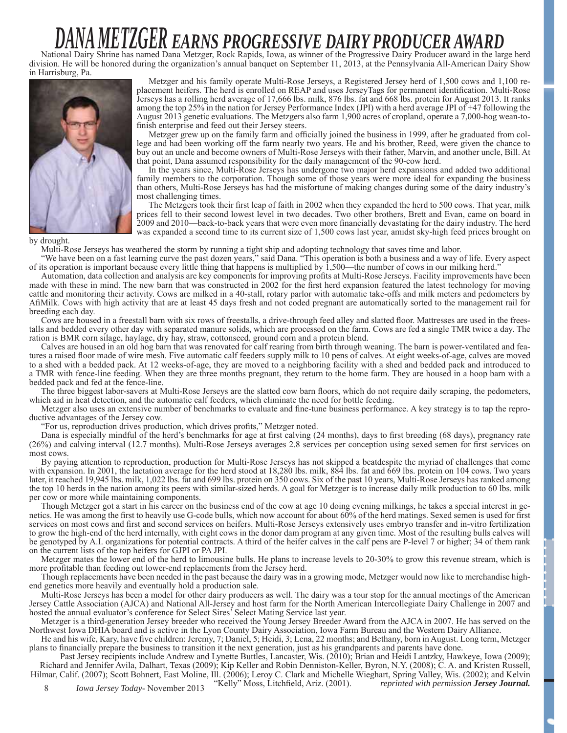# DANA METZGER EARNS PROGRESSIVE DAIRY PRODUCER AWARD

National Dairy Shrine has named Dana Metzger, Rock Rapids, Iowa, as winner of the Progressive Dairy Producer award in the large herd division. He will be honored during the organization's annual banquet on September 11, 2013, at the Pennsylvania All-American Dairy Show in Harrisburg, Pa.

Metzger and his family operate Multi-Rose Jerseys, a Registered Jersey herd of 1,500 cows and 1,100 replacement heifers. The herd is enrolled on REAP and uses JerseyTags for permanent identification. Multi-Rose Jerseys has a rolling herd average of 17,666 lbs. milk, 876 lbs. fat and 668 lbs. protein for August 2013. It ranks among the top 25% in the nation for Jersey Performance Index (JPI) with a herd average JPI of +47 following the August 2013 genetic evaluations. The Metzgers also farm 1,900 acres of cropland, operate a 7,000-hog wean-to-finish enterprise and feed out their Jersey steers.

Metzger grew up on the family farm and officially joined the business in 1999, after he graduated from college and had been working off the farm nearly two years. He and his brother, Reed, were given the chance to buy out an uncle and become owners of Multi-Rose Jerseys with their father, Marvin, and another uncle, Bill. At that point, Dana assumed responsibility for the daily management of the 90-cow herd.

In the years since, Multi-Rose Jerseys has undergone two major herd expansions and added two additional family members to the corporation. Though some of those years were more ideal for expanding the business than others, Multi-Rose Jerseys has had the misfortune of making changes during some of the dairy industry's most challenging times.

The Metzgers took their first leap of faith in 2002 when they expanded the herd to 500 cows. That year, milk prices fell to their second lowest level in two decades. Two other brothers, Brett and Evan, came on board in 2009 and 2010—back-to-back years that were even more financially devastating for the dairy industry. The herd was expanded a second time to its current size of 1,500 cows last year, amidst sky-high feed prices brought on by drought.

Multi-Rose Jerseys has weathered the storm by running a tight ship and adopting technology that saves time and labor.

"We have been on a fast learning curve the past dozen years," said Dana. "This operation is both a business and a way of life. Every aspect of its operation is important because every little thing that happens is multiplied by 1,500—the number of cows in our milking herd."

Automation, data collection and analysis are key components for improving profits at Multi-Rose Jerseys. Facility improvements have been made with these in mind. The new barn that was constructed in 2002 for the first herd expansion featured the latest technology for moving cattle and monitoring their activity. Cows are milked in a 40-stall, rotary parlor with automatic take-offs and milk meters and pedometers by AfiMilk. Cows with high activity that are at least 45 days fresh and not coded pregnant are automatically sorted to the management rail for breeding each day.

Cows are housed in a freestall barn with six rows of freestalls, a drive-through feed alley and slatted floor. Mattresses are used in the freestalls and bedded every other day with separated manure solids, which are processed on the farm. Cows are fed a single TMR twice a day. The ration is BMR corn silage, haylage, dry hay, straw, cottonseed, ground corn and a protein blend.

Calves are housed in an old hog barn that was renovated for calf rearing from birth through weaning. The barn is power-ventilated and features a raised floor made of wire mesh. Five automatic calf feeders supply milk to 10 pens of calves. At eight weeks-of-age, calves are moved to a shed with a bedded pack. At 12 weeks-of-age, they are moved to a neighboring facility with a shed and bedded pack and introduced to a TMR with fence-line feeding. When they are three months pregnant, they return to the home farm. They are housed in a hoop barn with a bedded pack and fed at the fence-line.

The three biggest labor-savers at Multi-Rose Jerseys are the slatted cow barn floors, which do not require daily scraping, the pedometers, which aid in heat detection, and the automatic calf feeders, which eliminate the need for bottle feeding.

Metzger also uses an extensive number of benchmarks to evaluate and fine-tune business performance. A key strategy is to tap the reproductive advantages of the Jersey cow.

"For us, reproduction drives production, which drives profits," Metzger noted.

Dana is especially mindful of the herd's benchmarks for age at first calving (24 months), days to first breeding (68 days), pregnancy rate (26%) and calving interval (12.7 months). Multi-Rose Jerseys averages 2.8 services per conception using sexed semen for first services on most cows.

By paying attention to reproduction, production for Multi-Rose Jerseys has not skipped a beatdespite the myriad of challenges that come with expansion. In 2001, the lactation average for the herd stood at 18,280 lbs. milk, 884 lbs. fat and 669 lbs. protein on 104 cows. Two years later, it reached 19,945 lbs. milk, 1,022 lbs. fat and 699 lbs. protein on 350 cows. Six of the past 10 years, Multi-Rose Jerseys has ranked among the top 10 herds in the nation among its peers with similar-sized herds. A goal for Metzger is to increase daily milk production to 60 lbs. milk per cow or more while maintaining components.

Though Metzger got a start in his career on the business end of the cow at age 10 doing evening milkings, he takes a special interest in genetics. He was among the first to heavily use G-code bulls, which now account for about 60% of the herd matings. Sexed semen is used for first services on most cows and first and second services on heifers. Multi-Rose Jerseys extensively uses embryo transfer and in-vitro fertilization to grow the high-end of the herd internally, with eight cows in the donor dam program at any given time. Most of the resulting bulls calves will be genotyped by A.I. organizations for potential contracts. A third of the heifer calves in the calf pens are P-level 7 or higher; 34 of them rank on the current lists of the top heifers for GJPI or PA JPI.

Metzger mates the lower end of the herd to limousine bulls. He plans to increase levels to 20-30% to grow this revenue stream, which is more profitable than feeding out lower-end replacements from the Jersey herd.

Though replacements have been needed in the past because the dairy was in a growing mode, Metzger would now like to merchandise high-end genetics more heavily and eventually hold a production sale.

Multi-Rose Jerseys has been a model for other dairy producers as well. The dairy was a tour stop for the annual meetings of the American Jersey Cattle Association (AJCA) and National All-Jersey and host farm for the North American Intercollegiate Dairy Challenge in 2007 and hosted the annual evaluator's conference for Select Sires' Select Mating Service last year.

Metzger is a third-generation Jersey breeder who received the Young Jersey Breeder Award from the AJCA in 2007. He has served on the Northwest Iowa DHIA board and is active in the Lyon County Dairy Association, Iowa Farm Bureau and the Western Dairy Alliance.

He and his wife, Kary, have five children: Jeremy, 7; Daniel, 5; Heidi, 3; Lena, 22 months; and Bethany, born in August. Long term, Metzger plans to financially prepare the business to transition it the next generation, just as his grandparents and parents have done.

Past Jersey recipients include Andrew and Lynette Buttles, Lancaster, Wis. (2010); Brian and Heidi Lantzky, Hawkeye, Iowa (2009); Richard and Jennifer Avila, Dalhart, Texas (2009); Kip Keller and Robin Denniston-Keller, Byron, N.Y. (2008); C. A. and Kristen Russell, Hilmar, Calif. (2007); Scott Bohnert, East Moline, Ill. (2006); Leroy C. Clark and Michelle Wieghart, Spring Valley, Wis. (2002); and Kelvin "Kelly" Moss, Litchfield, Ariz. (2001).

*reprinted with permission* ***Jersey Journal.***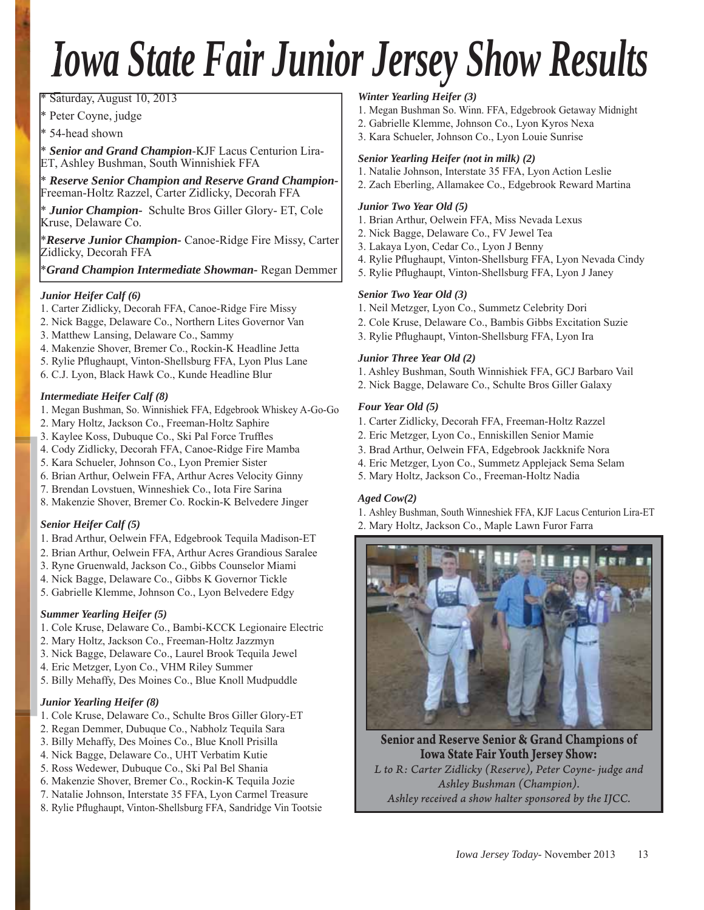# Iowa State Fair Junior Jersey Show Results

* Saturday, August 10, 2013
* Peter Coyne, judge
* 54-head shown
* ***Senior and Grand Champion***-KJF Lacus Centurion Lira-ET, Ashley Bushman, South Winnishiek FFA
* ***Reserve Senior Champion and Reserve Grand Champion***-Freeman-Holtz Razzel, Carter Zidlicky, Decorah FFA
* ***Junior Champion***- Schulte Bros Giller Glory- ET, Cole Kruse, Delaware Co.
* ***Reserve Junior Champion***- Canoe-Ridge Fire Missy, Carter Zidlicky, Decorah FFA
* ***Grand Champion Intermediate Showman***- Regan Demmer

***Junior Heifer Calf (6)***

1. Carter Zidlicky, Decorah FFA, Canoe-Ridge Fire Missy
2. Nick Bagge, Delaware Co., Northern Lites Governor Van
3. Matthew Lansing, Delaware Co., Sammy
4. Makenzie Shover, Bremer Co., Rockin-K Headline Jetta
5. Rylie Pflughaupt, Vinton-Shellsburg FFA, Lyon Plus Lane
6. C.J. Lyon, Black Hawk Co., Kunde Headline Blur

***Intermediate Heifer Calf (8)***

1. Megan Bushman, So. Winnishiek FFA, Edgebrook Whiskey A-Go-Go
2. Mary Holtz, Jackson Co., Freeman-Holtz Saphire
3. Kaylee Koss, Dubuque Co., Ski Pal Force Truffles
4. Cody Zidlicky, Decorah FFA, Canoe-Ridge Fire Mamba
5. Kara Schueler, Johnson Co., Lyon Premier Sister
6. Brian Arthur, Oelwein FFA, Arthur Acres Velocity Ginny
7. Brendan Lovstuen, Winneshiek Co., Iota Fire Sarina
8. Makenzie Shover, Bremer Co. Rockin-K Belvedere Jinger

***Senior Heifer Calf (5)***

1. Brad Arthur, Oelwein FFA, Edgebrook Tequila Madison-ET
2. Brian Arthur, Oelwein FFA, Arthur Acres Grandious Saralee
3. Ryne Gruenwald, Jackson Co., Gibbs Counselor Miami
4. Nick Bagge, Delaware Co., Gibbs K Governor Tickle
5. Gabrielle Klemme, Johnson Co., Lyon Belvedere Edgy

***Summer Yearling Heifer (5)***

1. Cole Kruse, Delaware Co., Bambi-KCCK Legionaire Electric
2. Mary Holtz, Jackson Co., Freeman-Holtz Jazzmyn
3. Nick Bagge, Delaware Co., Laurel Brook Tequila Jewel
4. Eric Metzger, Lyon Co., VHM Riley Summer
5. Billy Mehaffy, Des Moines Co., Blue Knoll Mudpuddle

***Junior Yearling Heifer (8)***

1. Cole Kruse, Delaware Co., Schulte Bros Giller Glory-ET
2. Regan Demmer, Dubuque Co., Nabholz Tequila Sara
3. Billy Mehaffy, Des Moines Co., Blue Knoll Prisilla
4. Nick Bagge, Delaware Co., UHT Verbatim Kutie
5. Ross Wedewer, Dubuque Co., Ski Pal Bel Shania
6. Makenzie Shover, Bremer Co., Rockin-K Tequila Jozie
7. Natalie Johnson, Interstate 35 FFA, Lyon Carmel Treasure
8. Rylie Pflughaupt, Vinton-Shellsburg FFA, Sandridge Vin Tootsie

***Winter Yearling Heifer (3)***

1. Megan Bushman So. Winn. FFA, Edgebrook Getaway Midnight
2. Gabrielle Klemme, Johnson Co., Lyon Kyros Nexa
3. Kara Schueler, Johnson Co., Lyon Louie Sunrise

***Senior Yearling Heifer (not in milk) (2)***

1. Natalie Johnson, Interstate 35 FFA, Lyon Action Leslie
2. Zach Eberling, Allamakee Co., Edgebrook Reward Martina

***Junior Two Year Old (5)***

1. Brian Arthur, Oelwein FFA, Miss Nevada Lexus
2. Nick Bagge, Delaware Co., FV Jewel Tea
3. Lakaya Lyon, Cedar Co., Lyon J Benny
4. Rylie Pflughaupt, Vinton-Shellsburg FFA, Lyon Nevada Cindy
5. Rylie Pflughaupt, Vinton-Shellsburg FFA, Lyon J Janey

***Senior Two Year Old (3)***

1. Neil Metzger, Lyon Co., Summetz Celebrity Dori
2. Cole Kruse, Delaware Co., Bambis Gibbs Excitation Suzie
3. Rylie Pflughaupt, Vinton-Shellsburg FFA, Lyon Ira

***Junior Three Year Old (2)***

1. Ashley Bushman, South Winnishiek FFA, GCJ Barbaro Vail
2. Nick Bagge, Delaware Co., Schulte Bros Giller Galaxy

***Four Year Old (5)***

1. Carter Zidlicky, Decorah FFA, Freeman-Holtz Razzel
2. Eric Metzger, Lyon Co., Enniskillen Senior Mamie
3. Brad Arthur, Oelwein FFA, Edgebrook Jackknife Nora
4. Eric Metzger, Lyon Co., Summetz Applejack Sema Selam
5. Mary Holtz, Jackson Co., Freeman-Holtz Nadia

***Aged Cow(2)***

1. Ashley Bushman, South Winneshiek FFA, KJF Lacus Centurion Lira-ET
2. Mary Holtz, Jackson Co., Maple Lawn Furor Farra

**Senior and Reserve Senior & Grand Champions of Iowa State Fair Youth Jersey Show:**

*L to R: Carter Zidlicky (Reserve), Peter Coyne- judge and Ashley Bushman (Champion). Ashley received a show halter sponsored by the IJCC.*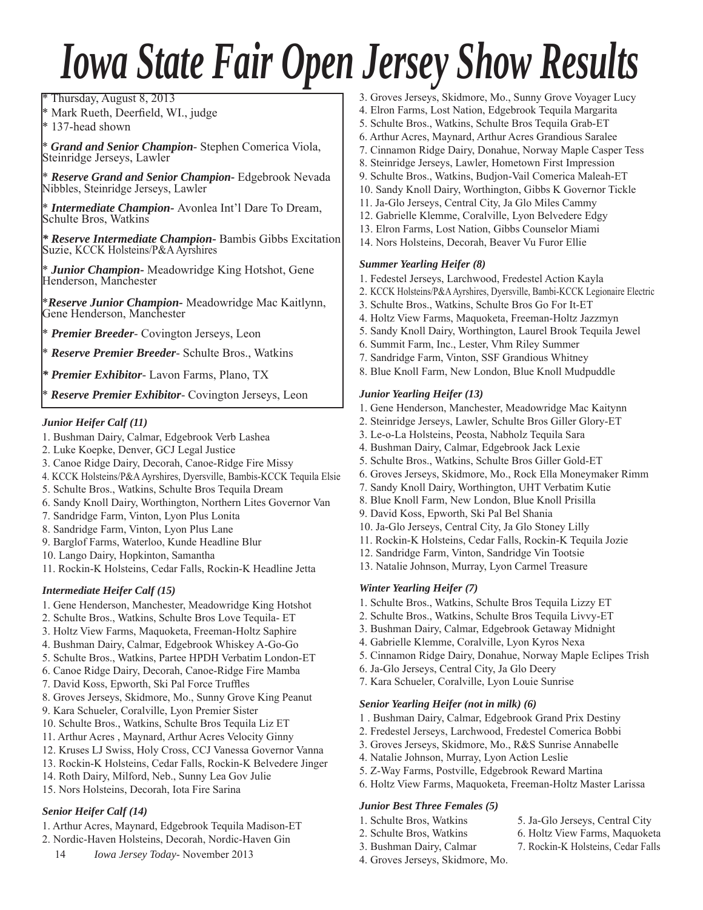# Iowa State Fair Open Jersey Show Results

* Thursday, August 8, 2013
* Mark Rueth, Deerfield, WI., judge
* 137-head shown

* ***Grand and Senior Champion***- Stephen Comerica Viola, Steinridge Jerseys, Lawler

* ***Reserve Grand and Senior Champion-*** Edgebrook Nevada Nibbles, Steinridge Jerseys, Lawler

* ***Intermediate Champion-*** Avonlea Int'l Dare To Dream, Schulte Bros, Watkins

* ***Reserve Intermediate Champion-*** Bambis Gibbs Excitation Suzie, KCCK Holsteins/P&A Ayrshires

* ***Junior Champion-*** Meadowridge King Hotshot, Gene Henderson, Manchester

* ***Reserve Junior Champion-*** Meadowridge Mac Kaitlynn, Gene Henderson, Manchester

* ***Premier Breeder***- Covington Jerseys, Leon

* ***Reserve Premier Breeder***- Schulte Bros., Watkins

* ***Premier Exhibitor***- Lavon Farms, Plano, TX

* ***Reserve Premier Exhibitor***- Covington Jerseys, Leon

### *Junior Heifer Calf (11)*

1. Bushman Dairy, Calmar, Edgebrook Verb Lashea
2. Luke Koepke, Denver, GCJ Legal Justice
3. Canoe Ridge Dairy, Decorah, Canoe-Ridge Fire Missy
4. KCCK Holsteins/P&A Ayrshires, Dyersville, Bambis-KCCK Tequila Elsie
5. Schulte Bros., Watkins, Schulte Bros Tequila Dream
6. Sandy Knoll Dairy, Worthington, Northern Lites Governor Van
7. Sandridge Farm, Vinton, Lyon Plus Lonita
8. Sandridge Farm, Vinton, Lyon Plus Lane
9. Barglof Farms, Waterloo, Kunde Headline Blur
10. Lango Dairy, Hopkinton, Samantha
11. Rockin-K Holsteins, Cedar Falls, Rockin-K Headline Jetta

### *Intermediate Heifer Calf (15)*

1. Gene Henderson, Manchester, Meadowridge King Hotshot
2. Schulte Bros., Watkins, Schulte Bros Love Tequila- ET
3. Holtz View Farms, Maquoketa, Freeman-Holtz Saphire
4. Bushman Dairy, Calmar, Edgebrook Whiskey A-Go-Go
5. Schulte Bros., Watkins, Partee HPDH Verbatim London-ET
6. Canoe Ridge Dairy, Decorah, Canoe-Ridge Fire Mamba
7. David Koss, Epworth, Ski Pal Force Truffles
8. Groves Jerseys, Skidmore, Mo., Sunny Grove King Peanut
9. Kara Schueler, Coralville, Lyon Premier Sister
10. Schulte Bros., Watkins, Schulte Bros Tequila Liz ET
11. Arthur Acres , Maynard, Arthur Acres Velocity Ginny
12. Kruses LJ Swiss, Holy Cross, CCJ Vanessa Governor Vanna
13. Rockin-K Holsteins, Cedar Falls, Rockin-K Belvedere Jinger
14. Roth Dairy, Milford, Neb., Sunny Lea Gov Julie
15. Nors Holsteins, Decorah, Iota Fire Sarina

### *Senior Heifer Calf (14)*

1. Arthur Acres, Maynard, Edgebrook Tequila Madison-ET
2. Nordic-Haven Holsteins, Decorah, Nordic-Haven Gin
3. Groves Jerseys, Skidmore, Mo., Sunny Grove Voyager Lucy
4. Elron Farms, Lost Nation, Edgebrook Tequila Margarita
5. Schulte Bros., Watkins, Schulte Bros Tequila Grab-ET
6. Arthur Acres, Maynard, Arthur Acres Grandious Saralee
7. Cinnamon Ridge Dairy, Donahue, Norway Maple Casper Tess
8. Steinridge Jerseys, Lawler, Hometown First Impression
9. Schulte Bros., Watkins, Budjon-Vail Comerica Maleah-ET
10. Sandy Knoll Dairy, Worthington, Gibbs K Governor Tickle
11. Ja-Glo Jerseys, Central City, Ja Glo Miles Cammy
12. Gabrielle Klemme, Coralville, Lyon Belvedere Edgy
13. Elron Farms, Lost Nation, Gibbs Counselor Miami
14. Nors Holsteins, Decorah, Beaver Vu Furor Ellie

### *Summer Yearling Heifer (8)*

1. Fedestel Jerseys, Larchwood, Fredestel Action Kayla
2. KCCK Holsteins/P&A Ayrshires, Dyersville, Bambi-KCCK Legionaire Electric
3. Schulte Bros., Watkins, Schulte Bros Go For It-ET
4. Holtz View Farms, Maquoketa, Freeman-Holtz Jazzmyn
5. Sandy Knoll Dairy, Worthington, Laurel Brook Tequila Jewel
6. Summit Farm, Inc., Lester, Vhm Riley Summer
7. Sandridge Farm, Vinton, SSF Grandious Whitney
8. Blue Knoll Farm, New London, Blue Knoll Mudpuddle

### *Junior Yearling Heifer (13)*

1. Gene Henderson, Manchester, Meadowridge Mac Kaitynn
2. Steinridge Jerseys, Lawler, Schulte Bros Giller Glory-ET
3. Le-o-La Holsteins, Peosta, Nabholz Tequila Sara
4. Bushman Dairy, Calmar, Edgebrook Jack Lexie
5. Schulte Bros., Watkins, Schulte Bros Giller Gold-ET
6. Groves Jerseys, Skidmore, Mo., Rock Ella Moneymaker Rimm
7. Sandy Knoll Dairy, Worthington, UHT Verbatim Kutie
8. Blue Knoll Farm, New London, Blue Knoll Prisilla
9. David Koss, Epworth, Ski Pal Bel Shania
10. Ja-Glo Jerseys, Central City, Ja Glo Stoney Lilly
11. Rockin-K Holsteins, Cedar Falls, Rockin-K Tequila Jozie
12. Sandridge Farm, Vinton, Sandridge Vin Tootsie
13. Natalie Johnson, Murray, Lyon Carmel Treasure

### *Winter Yearling Heifer (7)*

1. Schulte Bros., Watkins, Schulte Bros Tequila Lizzy ET
2. Schulte Bros., Watkins, Schulte Bros Tequila Livvy-ET
3. Bushman Dairy, Calmar, Edgebrook Getaway Midnight
4. Gabrielle Klemme, Coralville, Lyon Kyros Nexa
5. Cinnamon Ridge Dairy, Donahue, Norway Maple Eclipes Trish
6. Ja-Glo Jerseys, Central City, Ja Glo Deery
7. Kara Schueler, Coralville, Lyon Louie Sunrise

### *Senior Yearling Heifer (not in milk) (6)*

1. Bushman Dairy, Calmar, Edgebrook Grand Prix Destiny
2. Fredestel Jerseys, Larchwood, Fredestel Comerica Bobbi
3. Groves Jerseys, Skidmore, Mo., R&S Sunrise Annabelle
4. Natalie Johnson, Murray, Lyon Action Leslie
5. Z-Way Farms, Postville, Edgebrook Reward Martina
6. Holtz View Farms, Maquoketa, Freeman-Holtz Master Larissa

### *Junior Best Three Females (5)*

1. Schulte Bros, Watkins
2. Schulte Bros, Watkins
3. Bushman Dairy, Calmar
4. Groves Jerseys, Skidmore, Mo.
5. Ja-Glo Jerseys, Central City
6. Holtz View Farms, Maquoketa
7. Rockin-K Holsteins, Cedar Falls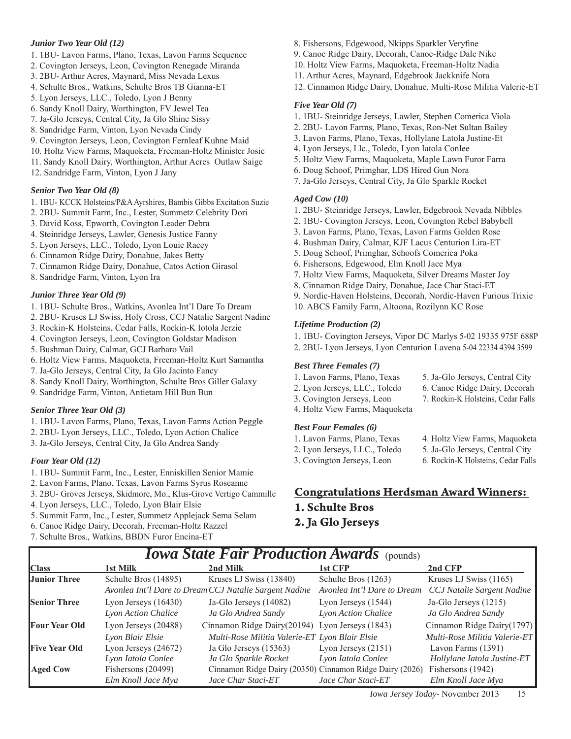### *Junior Two Year Old (12)*

1. 1BU- Lavon Farms, Plano, Texas, Lavon Farms Sequence
2. Covington Jerseys, Leon, Covington Renegade Miranda
3. 2BU- Arthur Acres, Maynard, Miss Nevada Lexus
4. Schulte Bros., Watkins, Schulte Bros TB Gianna-ET
5. Lyon Jerseys, LLC., Toledo, Lyon J Benny
6. Sandy Knoll Dairy, Worthington, FV Jewel Tea
7. Ja-Glo Jerseys, Central City, Ja Glo Shine Sissy
8. Sandridge Farm, Vinton, Lyon Nevada Cindy
9. Covington Jerseys, Leon, Covington Fernleaf Kuhne Maid
10. Holtz View Farms, Maquoketa, Freeman-Holtz Minister Josie
11. Sandy Knoll Dairy, Worthington, Arthur Acres Outlaw Saige
12. Sandridge Farm, Vinton, Lyon J Jany

### *Senior Two Year Old (8)*

1. 1BU- KCCK Holsteins/P&A Ayrshires, Bambis Gibbs Excitation Suzie
2. 2BU- Summit Farm, Inc., Lester, Summetz Celebrity Dori
3. David Koss, Epworth, Covington Leader Debra
4. Steinridge Jerseys, Lawler, Genesis Justice Fanny
5. Lyon Jerseys, LLC., Toledo, Lyon Louie Racey
6. Cinnamon Ridge Dairy, Donahue, Jakes Betty
7. Cinnamon Ridge Dairy, Donahue, Catos Action Girasol
8. Sandridge Farm, Vinton, Lyon Ira

### *Junior Three Year Old (9)*

1. 1BU- Schulte Bros., Watkins, Avonlea Int'l Dare To Dream
2. 2BU- Kruses LJ Swiss, Holy Cross, CCJ Natalie Sargent Nadine
3. Rockin-K Holsteins, Cedar Falls, Rockin-K Iotola Jerzie
4. Covington Jerseys, Leon, Covington Goldstar Madison
5. Bushman Dairy, Calmar, GCJ Barbaro Vail
6. Holtz View Farms, Maquoketa, Freeman-Holtz Kurt Samantha
7. Ja-Glo Jerseys, Central City, Ja Glo Jacinto Fancy
8. Sandy Knoll Dairy, Worthington, Schulte Bros Giller Galaxy
9. Sandridge Farm, Vinton, Antietam Hill Bun Bun

### *Senior Three Year Old (3)*

1. 1BU- Lavon Farms, Plano, Texas, Lavon Farms Action Peggle
2. 2BU- Lyon Jerseys, LLC., Toledo, Lyon Action Chalice
3. Ja-Glo Jerseys, Central City, Ja Glo Andrea Sandy

### *Four Year Old (12)*

1. 1BU- Summit Farm, Inc., Lester, Enniskillen Senior Mamie
2. Lavon Farms, Plano, Texas, Lavon Farms Syrus Roseanne
3. 2BU- Groves Jerseys, Skidmore, Mo., Klus-Grove Vertigo Cammille
4. Lyon Jerseys, LLC., Toledo, Lyon Blair Elsie
5. Summit Farm, Inc., Lester, Summetz Applejack Sema Selam
6. Canoe Ridge Dairy, Decorah, Freeman-Holtz Razzel
7. Schulte Bros., Watkins, BBDN Furor Encina-ET
8. Fishersons, Edgewood, Nkipps Sparkler Veryfine
9. Canoe Ridge Dairy, Decorah, Canoe-Ridge Dale Nike
10. Holtz View Farms, Maquoketa, Freeman-Holtz Nadia
11. Arthur Acres, Maynard, Edgebrook Jackknife Nora
12. Cinnamon Ridge Dairy, Donahue, Multi-Rose Militia Valerie-ET

### *Five Year Old (7)*

1. 1BU- Steinridge Jerseys, Lawler, Stephen Comerica Viola
2. 2BU- Lavon Farms, Plano, Texas, Ron-Net Sultan Bailey
3. Lavon Farms, Plano, Texas, Hollylane Latola Justine-Et
4. Lyon Jerseys, Llc., Toledo, Lyon Iatola Conlee
5. Holtz View Farms, Maquoketa, Maple Lawn Furor Farra
6. Doug Schoof, Primghar, LDS Hired Gun Nora
7. Ja-Glo Jerseys, Central City, Ja Glo Sparkle Rocket

### *Aged Cow (10)*

1. 2BU- Steinridge Jerseys, Lawler, Edgebrook Nevada Nibbles
2. 1BU- Covington Jerseys, Leon, Covington Rebel Babybell
3. Lavon Farms, Plano, Texas, Lavon Farms Golden Rose
4. Bushman Dairy, Calmar, KJF Lacus Centurion Lira-ET
5. Doug Schoof, Primghar, Schoofs Comerica Poka
6. Fishersons, Edgewood, Elm Knoll Jace Mya
7. Holtz View Farms, Maquoketa, Silver Dreams Master Joy
8. Cinnamon Ridge Dairy, Donahue, Jace Char Staci-ET
9. Nordic-Haven Holsteins, Decorah, Nordic-Haven Furious Trixie
10. ABCS Family Farm, Altoona, Rozilynn KC Rose

### *Lifetime Production (2)*

1. 1BU- Covington Jerseys, Vipor DC Marlys 5-02 19335 975F 688P
2. 2BU- Lyon Jerseys, Lyon Centurion Lavena 5-04 22334 4394 3599

### *Best Three Females (7)*

1. Lavon Farms, Plano, Texas
2. Lyon Jerseys, LLC., Toledo
3. Covington Jerseys, Leon
4. Holtz View Farms, Maquoketa
5. Ja-Glo Jerseys, Central City
6. Canoe Ridge Dairy, Decorah
7. Rockin-K Holsteins, Cedar Falls

### *Best Four Females (6)*

1. Lavon Farms, Plano, Texas
2. Lyon Jerseys, LLC., Toledo
3. Covington Jerseys, Leon
4. Holtz View Farms, Maquoketa
5. Ja-Glo Jerseys, Central City
6. Rockin-K Holsteins, Cedar Falls

## Congratulations Herdsman Award Winners:

**1. Schulte Bros**

**2. Ja Glo Jerseys**

## *Iowa State Fair Production Awards* (pounds)

| Class | 1st Milk | 2nd Milk | 1st CFP | 2nd CFP |
|---|---|---|---|---|
| **Junior Three** | Schulte Bros (14895)<br>*Avonlea Int'l Dare to Dream* | Kruses LJ Swiss (13840)<br>*CCJ Natalie Sargent Nadine* | Schulte Bros (1263)<br>*Avonlea Int'l Dare to Dream* | Kruses LJ Swiss (1165)<br>*CCJ Natalie Sargent Nadine* |
| **Senior Three** | Lyon Jerseys (16430)<br>*Lyon Action Chalice* | Ja-Glo Jerseys (14082)<br>*Ja Glo Andrea Sandy* | Lyon Jerseys (1544)<br>*Lyon Action Chalice* | Ja-Glo Jerseys (1215)<br>*Ja Glo Andrea Sandy* |
| **Four Year Old** | Lyon Jerseys (20488)<br>*Lyon Blair Elsie* | Cinnamon Ridge Dairy(20194)<br>*Multi-Rose Militia Valerie-ET* | Lyon Jerseys (1843)<br>*Lyon Blair Elsie* | Cinnamon Ridge Dairy(1797)<br>*Multi-Rose Militia Valerie-ET* |
| **Five Year Old** | Lyon Jerseys (24672)<br>*Lyon Iatola Conlee* | Ja Glo Jerseys (15363)<br>*Ja Glo Sparkle Rocket* | Lyon Jerseys (2151)<br>*Lyon Iatola Conlee* | Lavon Farms (1391)<br>*Hollylane Iatola Justine-ET* |
| **Aged Cow** | Fishersons (20499)<br>*Elm Knoll Jace Mya* | Cinnamon Ridge Dairy (20350)<br>*Jace Char Staci-ET* | Cinnamon Ridge Dairy (2026)<br>*Jace Char Staci-ET* | Fishersons (1942)<br>*Elm Knoll Jace Mya* |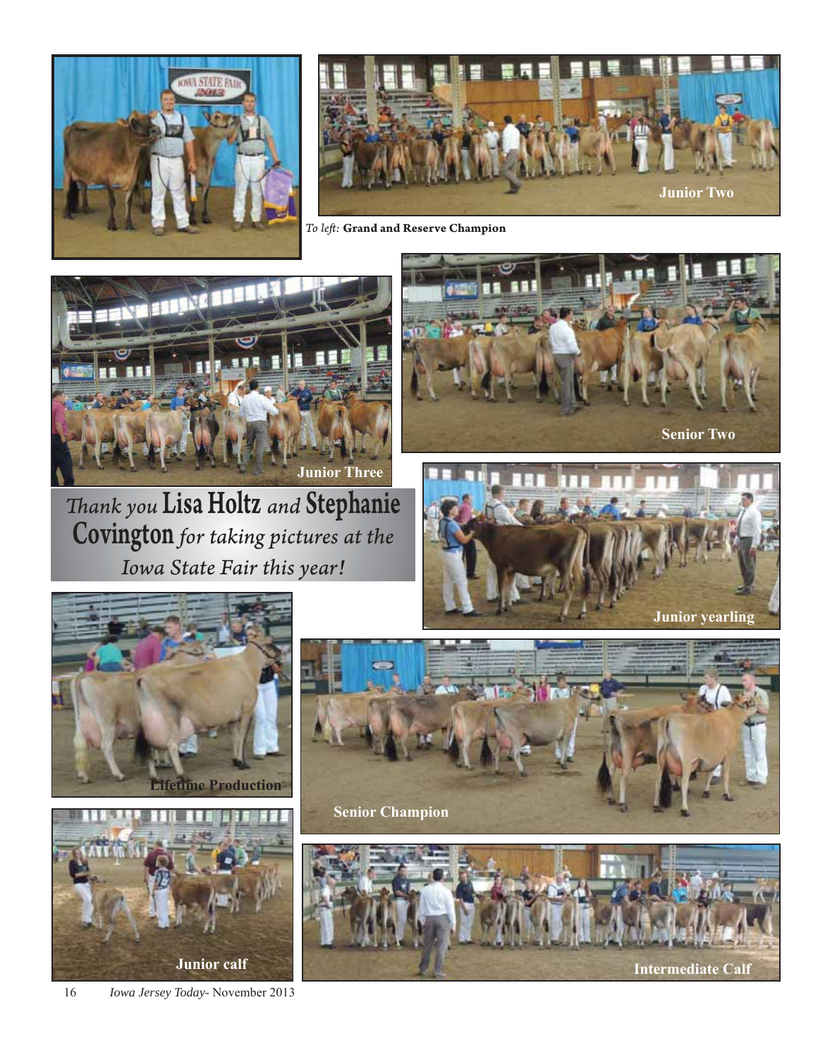Junior Two

*To left:* **Grand and Reserve Champion**

Junior Three

Senior Two

*Thank you* **Lisa Holtz** *and* **Stephanie Covington** *for taking pictures at the Iowa State Fair this year!*

Junior yearling

Lifetime Production

Senior Champion

Junior calf

Intermediate Calf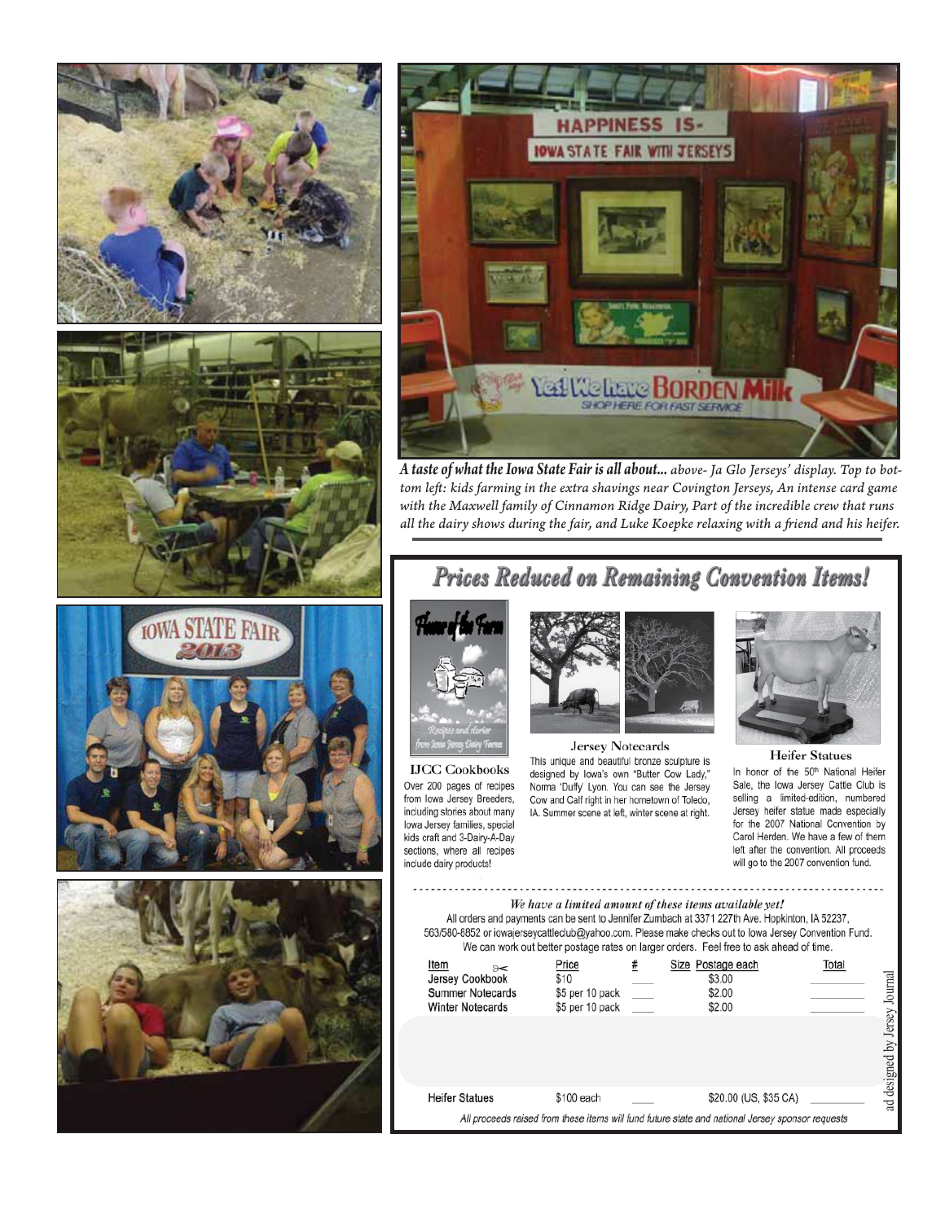*A taste of what the Iowa State Fair is all about...* above- Ja Glo Jerseys' display. Top to bottom left: kids farming in the extra shavings near Covington Jerseys, An intense card game with the Maxwell family of Cinnamon Ridge Dairy, Part of the incredible crew that runs all the dairy shows during the fair, and Luke Koepke relaxing with a friend and his heifer.

## *Prices Reduced on Remaining Convention Items!*

**IJCC Cookbooks**
Over 200 pages of recipes from Iowa Jersey Breeders, including stories about many Iowa Jersey families, special kids craft and 3-Dairy-A-Day sections, where all recipes include dairy products!

**Jersey Notecards**
This unique and beautiful bronze sculpture is designed by Iowa's own "Butter Cow Lady," Norma 'Duffy' Lyon. You can see the Jersey Cow and Calf right in her hometown of Toledo, IA. Summer scene at left, winter scene at right.

**Heifer Statues**
In honor of the 50th National Heifer Sale, the Iowa Jersey Cattle Club is selling a limited-edition, numbered Jersey heifer statue made especially for the 2007 National Convention by Carol Herden. We have a few of them left after the convention. All proceeds will go to the 2007 convention fund.

*We have a limited amount of these items available yet!*

All orders and payments can be sent to Jennifer Zumbach at 3371 227th Ave. Hopkinton, IA 52237, 563/580-8852 or iowajerseycattleclub@yahoo.com. Please make checks out to Iowa Jersey Convention Fund. We can work out better postage rates on larger orders. Feel free to ask ahead of time.

| Item | Price | # | Size | Postage each | Total |
|---|---|---|---|---|---|
| Jersey Cookbook | $10 | ____ | | $3.00 | ________ |
| Summer Notecards | $5 per 10 pack | ____ | | $2.00 | ________ |
| Winter Notecards | $5 per 10 pack | ____ | | $2.00 | ________ |
| Heifer Statues | $100 each | ____ | | $20.00 (US, $35 CA) | ________ |

*All proceeds raised from these items will fund future state and national Jersey sponsor requests*

ad designed by Jersey Journal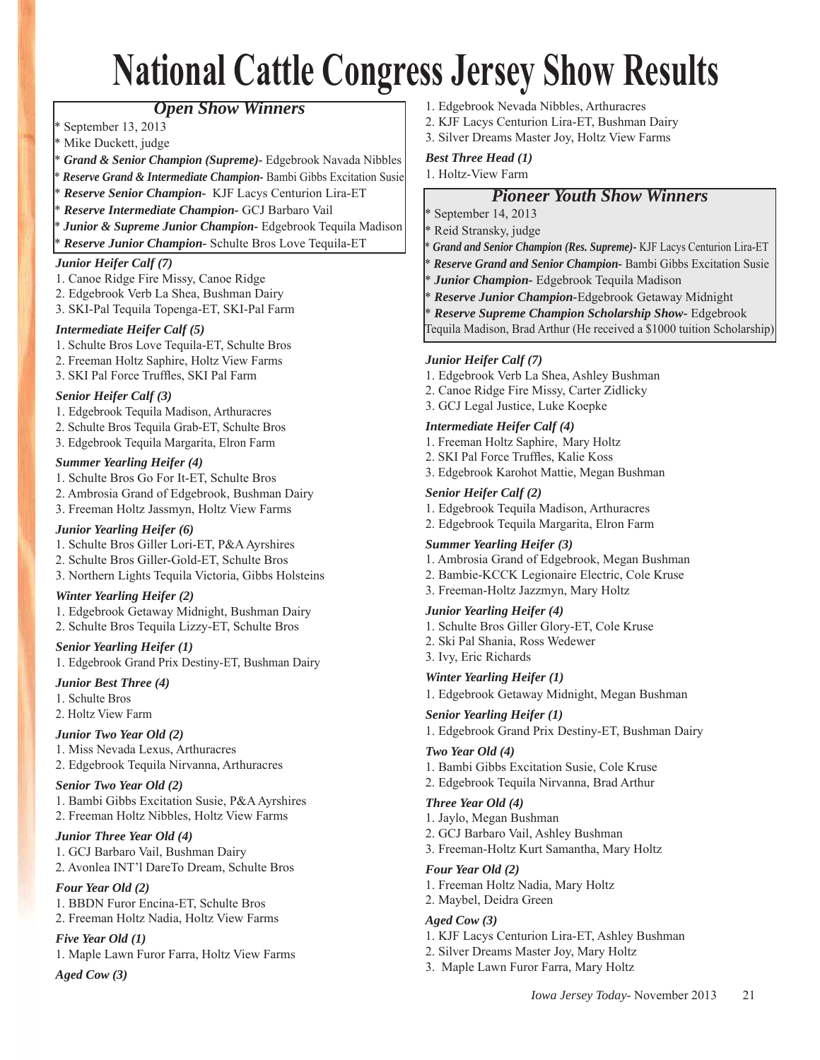# National Cattle Congress Jersey Show Results

## Open Show Winners

* September 13, 2013
* Mike Duckett, judge
* ***Grand & Senior Champion (Supreme)-*** Edgebrook Navada Nibbles
* ***Reserve Grand & Intermediate Champion-*** Bambi Gibbs Excitation Susie
* ***Reserve Senior Champion-*** KJF Lacys Centurion Lira-ET
* ***Reserve Intermediate Champion-*** GCJ Barbaro Vail
* ***Junior & Supreme Junior Champion-*** Edgebrook Tequila Madison
* ***Reserve Junior Champion-*** Schulte Bros Love Tequila-ET

***Junior Heifer Calf (7)***
1. Canoe Ridge Fire Missy, Canoe Ridge
2. Edgebrook Verb La Shea, Bushman Dairy
3. SKI-Pal Tequila Topenga-ET, SKI-Pal Farm

***Intermediate Heifer Calf (5)***
1. Schulte Bros Love Tequila-ET, Schulte Bros
2. Freeman Holtz Saphire, Holtz View Farms
3. SKI Pal Force Truffles, SKI Pal Farm

***Senior Heifer Calf (3)***
1. Edgebrook Tequila Madison, Arthuracres
2. Schulte Bros Tequila Grab-ET, Schulte Bros
3. Edgebrook Tequila Margarita, Elron Farm

***Summer Yearling Heifer (4)***
1. Schulte Bros Go For It-ET, Schulte Bros
2. Ambrosia Grand of Edgebrook, Bushman Dairy
3. Freeman Holtz Jassmyn, Holtz View Farms

***Junior Yearling Heifer (6)***
1. Schulte Bros Giller Lori-ET, P&A Ayrshires
2. Schulte Bros Giller-Gold-ET, Schulte Bros
3. Northern Lights Tequila Victoria, Gibbs Holsteins

***Winter Yearling Heifer (2)***
1. Edgebrook Getaway Midnight, Bushman Dairy
2. Schulte Bros Tequila Lizzy-ET, Schulte Bros

***Senior Yearling Heifer (1)***
1. Edgebrook Grand Prix Destiny-ET, Bushman Dairy

***Junior Best Three (4)***
1. Schulte Bros
2. Holtz View Farm

***Junior Two Year Old (2)***
1. Miss Nevada Lexus, Arthuracres
2. Edgebrook Tequila Nirvanna, Arthuracres

***Senior Two Year Old (2)***
1. Bambi Gibbs Excitation Susie, P&A Ayrshires
2. Freeman Holtz Nibbles, Holtz View Farms

***Junior Three Year Old (4)***
1. GCJ Barbaro Vail, Bushman Dairy
2. Avonlea INT'l DareTo Dream, Schulte Bros

***Four Year Old (2)***
1. BBDN Furor Encina-ET, Schulte Bros
2. Freeman Holtz Nadia, Holtz View Farms

***Five Year Old (1)***
1. Maple Lawn Furor Farra, Holtz View Farms

***Aged Cow (3)***
1. Edgebrook Nevada Nibbles, Arthuracres
2. KJF Lacys Centurion Lira-ET, Bushman Dairy
3. Silver Dreams Master Joy, Holtz View Farms

***Best Three Head (1)***
1. Holtz-View Farm

## Pioneer Youth Show Winners

* September 14, 2013
* Reid Stransky, judge
* ***Grand and Senior Champion (Res. Supreme)-*** KJF Lacys Centurion Lira-ET
* ***Reserve Grand and Senior Champion-*** Bambi Gibbs Excitation Susie
* ***Junior Champion-*** Edgebrook Tequila Madison
* ***Reserve Junior Champion-***Edgebrook Getaway Midnight
* ***Reserve Supreme Champion Scholarship Show-*** Edgebrook Tequila Madison, Brad Arthur (He received a $1000 tuition Scholarship)

***Junior Heifer Calf (7)***
1. Edgebrook Verb La Shea, Ashley Bushman
2. Canoe Ridge Fire Missy, Carter Zidlicky
3. GCJ Legal Justice, Luke Koepke

***Intermediate Heifer Calf (4)***
1. Freeman Holtz Saphire, Mary Holtz
2. SKI Pal Force Truffles, Kalie Koss
3. Edgebrook Karohot Mattie, Megan Bushman

***Senior Heifer Calf (2)***
1. Edgebrook Tequila Madison, Arthuracres
2. Edgebrook Tequila Margarita, Elron Farm

***Summer Yearling Heifer (3)***
1. Ambrosia Grand of Edgebrook, Megan Bushman
2. Bambie-KCCK Legionaire Electric, Cole Kruse
3. Freeman-Holtz Jazzmyn, Mary Holtz

***Junior Yearling Heifer (4)***
1. Schulte Bros Giller Glory-ET, Cole Kruse
2. Ski Pal Shania, Ross Wedewer
3. Ivy, Eric Richards

***Winter Yearling Heifer (1)***
1. Edgebrook Getaway Midnight, Megan Bushman

***Senior Yearling Heifer (1)***
1. Edgebrook Grand Prix Destiny-ET, Bushman Dairy

***Two Year Old (4)***
1. Bambi Gibbs Excitation Susie, Cole Kruse
2. Edgebrook Tequila Nirvanna, Brad Arthur

***Three Year Old (4)***
1. Jaylo, Megan Bushman
2. GCJ Barbaro Vail, Ashley Bushman
3. Freeman-Holtz Kurt Samantha, Mary Holtz

***Four Year Old (2)***
1. Freeman Holtz Nadia, Mary Holtz
2. Maybel, Deidra Green

***Aged Cow (3)***
1. KJF Lacys Centurion Lira-ET, Ashley Bushman
2. Silver Dreams Master Joy, Mary Holtz
3. Maple Lawn Furor Farra, Mary Holtz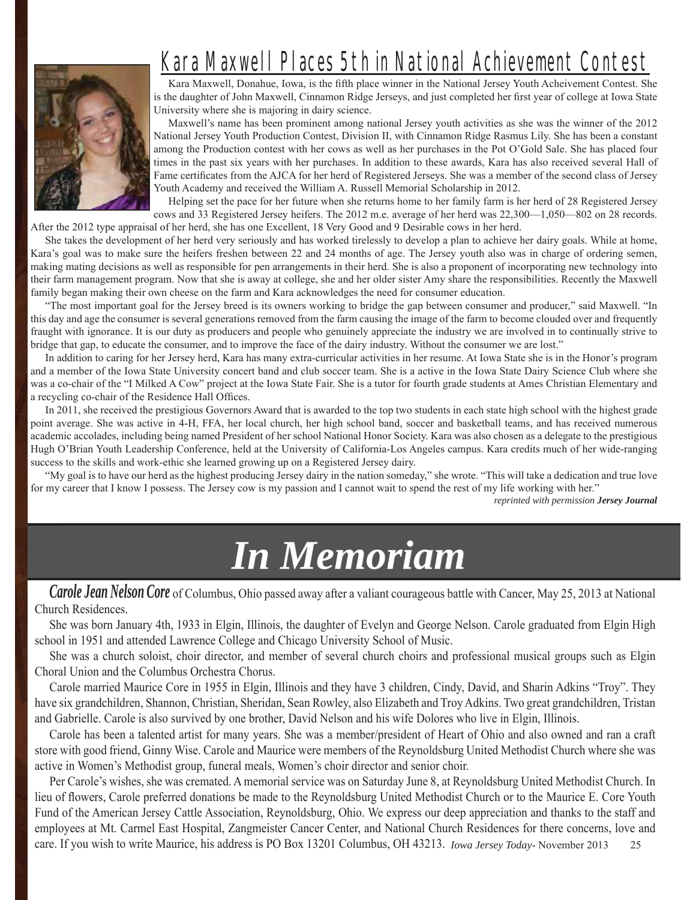## Kara Maxwell Places 5th in National Achievement Contest

Kara Maxwell, Donahue, Iowa, is the fifth place winner in the National Jersey Youth Acheivement Contest. She is the daughter of John Maxwell, Cinnamon Ridge Jerseys, and just completed her first year of college at Iowa State University where she is majoring in dairy science.

Maxwell's name has been prominent among national Jersey youth activities as she was the winner of the 2012 National Jersey Youth Production Contest, Division II, with Cinnamon Ridge Rasmus Lily. She has been a constant among the Production contest with her cows as well as her purchases in the Pot O'Gold Sale. She has placed four times in the past six years with her purchases. In addition to these awards, Kara has also received several Hall of Fame certificates from the AJCA for her herd of Registered Jerseys. She was a member of the second class of Jersey Youth Academy and received the William A. Russell Memorial Scholarship in 2012.

Helping set the pace for her future when she returns home to her family farm is her herd of 28 Registered Jersey cows and 33 Registered Jersey heifers. The 2012 m.e. average of her herd was 22,300—1,050—802 on 28 records. After the 2012 type appraisal of her herd, she has one Excellent, 18 Very Good and 9 Desirable cows in her herd.

She takes the development of her herd very seriously and has worked tirelessly to develop a plan to achieve her dairy goals. While at home, Kara's goal was to make sure the heifers freshen between 22 and 24 months of age. The Jersey youth also was in charge of ordering semen, making mating decisions as well as responsible for pen arrangements in their herd. She is also a proponent of incorporating new technology into their farm management program. Now that she is away at college, she and her older sister Amy share the responsibilities. Recently the Maxwell family began making their own cheese on the farm and Kara acknowledges the need for consumer education.

"The most important goal for the Jersey breed is its owners working to bridge the gap between consumer and producer," said Maxwell. "In this day and age the consumer is several generations removed from the farm causing the image of the farm to become clouded over and frequently fraught with ignorance. It is our duty as producers and people who genuinely appreciate the industry we are involved in to continually strive to bridge that gap, to educate the consumer, and to improve the face of the dairy industry. Without the consumer we are lost."

In addition to caring for her Jersey herd, Kara has many extra-curricular activities in her resume. At Iowa State she is in the Honor's program and a member of the Iowa State University concert band and club soccer team. She is a active in the Iowa State Dairy Science Club where she was a co-chair of the "I Milked A Cow" project at the Iowa State Fair. She is a tutor for fourth grade students at Ames Christian Elementary and a recycling co-chair of the Residence Hall Offices.

In 2011, she received the prestigious Governors Award that is awarded to the top two students in each state high school with the highest grade point average. She was active in 4-H, FFA, her local church, her high school band, soccer and basketball teams, and has received numerous academic accolades, including being named President of her school National Honor Society. Kara was also chosen as a delegate to the prestigious Hugh O'Brian Youth Leadership Conference, held at the University of California-Los Angeles campus. Kara credits much of her wide-ranging success to the skills and work-ethic she learned growing up on a Registered Jersey dairy.

"My goal is to have our herd as the highest producing Jersey dairy in the nation someday," she wrote. "This will take a dedication and true love for my career that I know I possess. The Jersey cow is my passion and I cannot wait to spend the rest of my life working with her."

*reprinted with permission **Jersey Journal***

# *In Memoriam*

***Carole Jean Nelson Core*** of Columbus, Ohio passed away after a valiant courageous battle with Cancer, May 25, 2013 at National Church Residences.

She was born January 4th, 1933 in Elgin, Illinois, the daughter of Evelyn and George Nelson. Carole graduated from Elgin High school in 1951 and attended Lawrence College and Chicago University School of Music.

She was a church soloist, choir director, and member of several church choirs and professional musical groups such as Elgin Choral Union and the Columbus Orchestra Chorus.

Carole married Maurice Core in 1955 in Elgin, Illinois and they have 3 children, Cindy, David, and Sharin Adkins "Troy". They have six grandchildren, Shannon, Christian, Sheridan, Sean Rowley, also Elizabeth and Troy Adkins. Two great grandchildren, Tristan and Gabrielle. Carole is also survived by one brother, David Nelson and his wife Dolores who live in Elgin, Illinois.

Carole has been a talented artist for many years. She was a member/president of Heart of Ohio and also owned and ran a craft store with good friend, Ginny Wise. Carole and Maurice were members of the Reynoldsburg United Methodist Church where she was active in Women's Methodist group, funeral meals, Women's choir director and senior choir.

Per Carole's wishes, she was cremated. A memorial service was on Saturday June 8, at Reynoldsburg United Methodist Church. In lieu of flowers, Carole preferred donations be made to the Reynoldsburg United Methodist Church or to the Maurice E. Core Youth Fund of the American Jersey Cattle Association, Reynoldsburg, Ohio. We express our deep appreciation and thanks to the staff and employees at Mt. Carmel East Hospital, Zangmeister Cancer Center, and National Church Residences for there concerns, love and care. If you wish to write Maurice, his address is PO Box 13201 Columbus, OH 43213.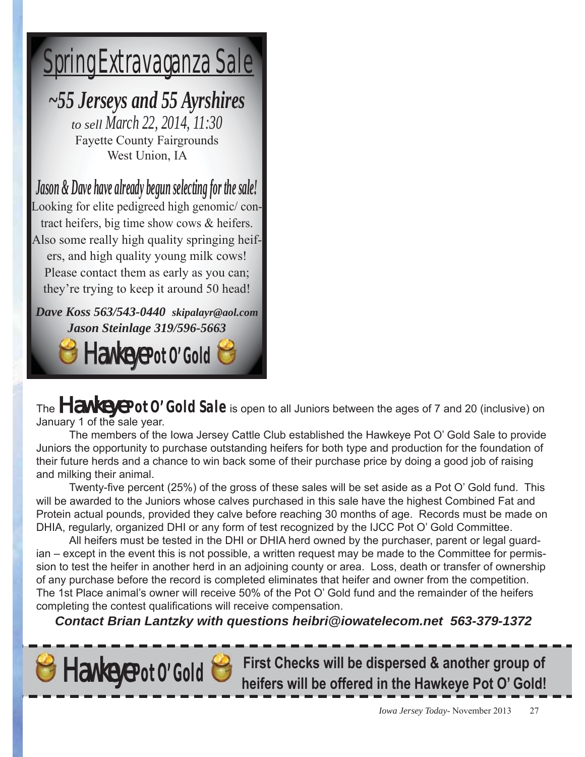# Spring Extravaganza Sale

## ~55 Jerseys and 55 Ayrshires

*to sell March 22, 2014, 11:30*

Fayette County Fairgrounds
West Union, IA

### *Jason & Dave have already begun selecting for the sale!*

Looking for elite pedigreed high genomic/ contract heifers, big time show cows & heifers. Also some really high quality springing heifers, and high quality young milk cows! Please contact them as early as you can; they're trying to keep it around 50 head!

***Dave Koss 563/543-0440*** ***skipalayr@aol.com***
***Jason Steinlage 319/596-5663***

**Hawkeye Pot O' Gold**

The **Hawkeye Pot O' Gold Sale** is open to all Juniors between the ages of 7 and 20 (inclusive) on January 1 of the sale year.

The members of the Iowa Jersey Cattle Club established the Hawkeye Pot O' Gold Sale to provide Juniors the opportunity to purchase outstanding heifers for both type and production for the foundation of their future herds and a chance to win back some of their purchase price by doing a good job of raising and milking their animal.

Twenty-five percent (25%) of the gross of these sales will be set aside as a Pot O' Gold fund. This will be awarded to the Juniors whose calves purchased in this sale have the highest Combined Fat and Protein actual pounds, provided they calve before reaching 30 months of age. Records must be made on DHIA, regularly, organized DHI or any form of test recognized by the IJCC Pot O' Gold Committee.

All heifers must be tested in the DHI or DHIA herd owned by the purchaser, parent or legal guardian – except in the event this is not possible, a written request may be made to the Committee for permission to test the heifer in another herd in an adjoining county or area. Loss, death or transfer of ownership of any purchase before the record is completed eliminates that heifer and owner from the competition. The 1st Place animal's owner will receive 50% of the Pot O' Gold fund and the remainder of the heifers completing the contest qualifications will receive compensation.

***Contact Brian Lantzky with questions heibri@iowatelecom.net 563-379-1372***

**Hawkeye Pot O' Gold**

**First Checks will be dispersed & another group of heifers will be offered in the Hawkeye Pot O' Gold!**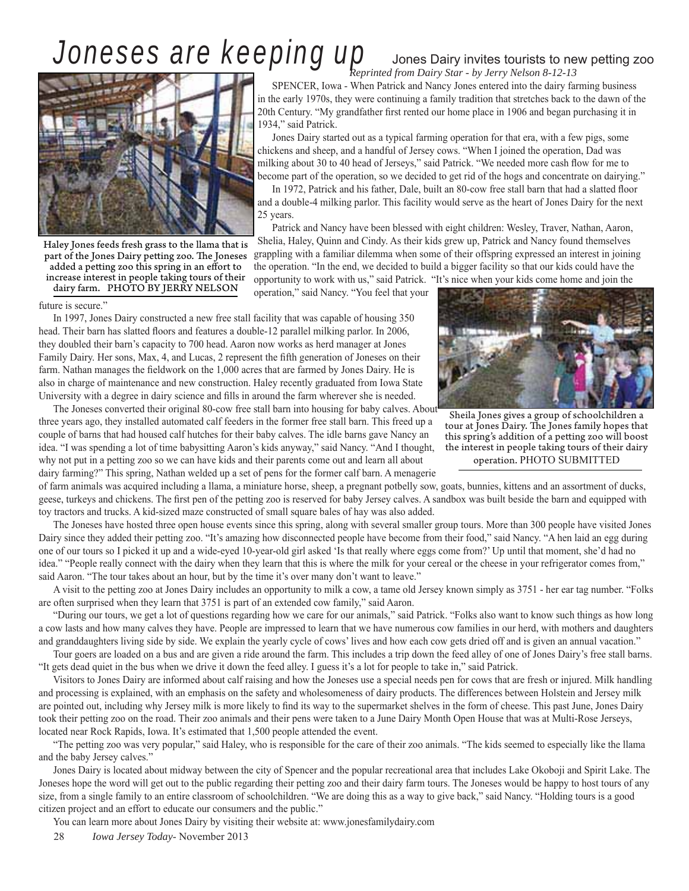# Joneses are keeping up

## Jones Dairy invites tourists to new petting zoo

*Reprinted from Dairy Star - by Jerry Nelson 8-12-13*

Haley Jones feeds fresh grass to the llama that is part of the Jones Dairy petting zoo. The Joneses added a petting zoo this spring in an effort to increase interest in people taking tours of their dairy farm. PHOTO BY JERRY NELSON

SPENCER, Iowa - When Patrick and Nancy Jones entered into the dairy farming business in the early 1970s, they were continuing a family tradition that stretches back to the dawn of the 20th Century. "My grandfather first rented our home place in 1906 and began purchasing it in 1934," said Patrick.

Jones Dairy started out as a typical farming operation for that era, with a few pigs, some chickens and sheep, and a handful of Jersey cows. "When I joined the operation, Dad was milking about 30 to 40 head of Jerseys," said Patrick. "We needed more cash flow for me to become part of the operation, so we decided to get rid of the hogs and concentrate on dairying."

In 1972, Patrick and his father, Dale, built an 80-cow free stall barn that had a slatted floor and a double-4 milking parlor. This facility would serve as the heart of Jones Dairy for the next 25 years.

Patrick and Nancy have been blessed with eight children: Wesley, Traver, Nathan, Aaron, Shelia, Haley, Quinn and Cindy. As their kids grew up, Patrick and Nancy found themselves grappling with a familiar dilemma when some of their offspring expressed an interest in joining the operation. "In the end, we decided to build a bigger facility so that our kids could have the opportunity to work with us," said Patrick. "It's nice when your kids come home and join the operation," said Nancy. "You feel that your future is secure."

In 1997, Jones Dairy constructed a new free stall facility that was capable of housing 350 head. Their barn has slatted floors and features a double-12 parallel milking parlor. In 2006, they doubled their barn's capacity to 700 head. Aaron now works as herd manager at Jones Family Dairy. Her sons, Max, 4, and Lucas, 2 represent the fifth generation of Joneses on their farm. Nathan manages the fieldwork on the 1,000 acres that are farmed by Jones Dairy. He is also in charge of maintenance and new construction. Haley recently graduated from Iowa State University with a degree in dairy science and fills in around the farm wherever she is needed.

The Joneses converted their original 80-cow free stall barn into housing for baby calves. About three years ago, they installed automated calf feeders in the former free stall barn. This freed up a couple of barns that had housed calf hutches for their baby calves. The idle barns gave Nancy an idea. "I was spending a lot of time babysitting Aaron's kids anyway," said Nancy. "And I thought, why not put in a petting zoo so we can have kids and their parents come out and learn all about dairy farming?" This spring, Nathan welded up a set of pens for the former calf barn. A menagerie of farm animals was acquired including a llama, a miniature horse, sheep, a pregnant potbelly sow, goats, bunnies, kittens and an assortment of ducks, geese, turkeys and chickens. The first pen of the petting zoo is reserved for baby Jersey calves. A sandbox was built beside the barn and equipped with toy tractors and trucks. A kid-sized maze constructed of small square bales of hay was also added.

Sheila Jones gives a group of schoolchildren a tour at Jones Dairy. The Jones family hopes that this spring's addition of a petting zoo will boost the interest in people taking tours of their dairy operation. PHOTO SUBMITTED

The Joneses have hosted three open house events since this spring, along with several smaller group tours. More than 300 people have visited Jones Dairy since they added their petting zoo. "It's amazing how disconnected people have become from their food," said Nancy. "A hen laid an egg during one of our tours so I picked it up and a wide-eyed 10-year-old girl asked 'Is that really where eggs come from?' Up until that moment, she'd had no idea." "People really connect with the dairy when they learn that this is where the milk for your cereal or the cheese in your refrigerator comes from," said Aaron. "The tour takes about an hour, but by the time it's over many don't want to leave."

A visit to the petting zoo at Jones Dairy includes an opportunity to milk a cow, a tame old Jersey known simply as 3751 - her ear tag number. "Folks are often surprised when they learn that 3751 is part of an extended cow family," said Aaron.

"During our tours, we get a lot of questions regarding how we care for our animals," said Patrick. "Folks also want to know such things as how long a cow lasts and how many calves they have. People are impressed to learn that we have numerous cow families in our herd, with mothers and daughters and granddaughters living side by side. We explain the yearly cycle of cows' lives and how each cow gets dried off and is given an annual vacation."

Tour goers are loaded on a bus and are given a ride around the farm. This includes a trip down the feed alley of one of Jones Dairy's free stall barns. "It gets dead quiet in the bus when we drive it down the feed alley. I guess it's a lot for people to take in," said Patrick.

Visitors to Jones Dairy are informed about calf raising and how the Joneses use a special needs pen for cows that are fresh or injured. Milk handling and processing is explained, with an emphasis on the safety and wholesomeness of dairy products. The differences between Holstein and Jersey milk are pointed out, including why Jersey milk is more likely to find its way to the supermarket shelves in the form of cheese. This past June, Jones Dairy took their petting zoo on the road. Their zoo animals and their pens were taken to a June Dairy Month Open House that was at Multi-Rose Jerseys, located near Rock Rapids, Iowa. It's estimated that 1,500 people attended the event.

"The petting zoo was very popular," said Haley, who is responsible for the care of their zoo animals. "The kids seemed to especially like the llama and the baby Jersey calves."

Jones Dairy is located about midway between the city of Spencer and the popular recreational area that includes Lake Okoboji and Spirit Lake. The Joneses hope the word will get out to the public regarding their petting zoo and their dairy farm tours. The Joneses would be happy to host tours of any size, from a single family to an entire classroom of schoolchildren. "We are doing this as a way to give back," said Nancy. "Holding tours is a good citizen project and an effort to educate our consumers and the public."

You can learn more about Jones Dairy by visiting their website at: www.jonesfamilydairy.com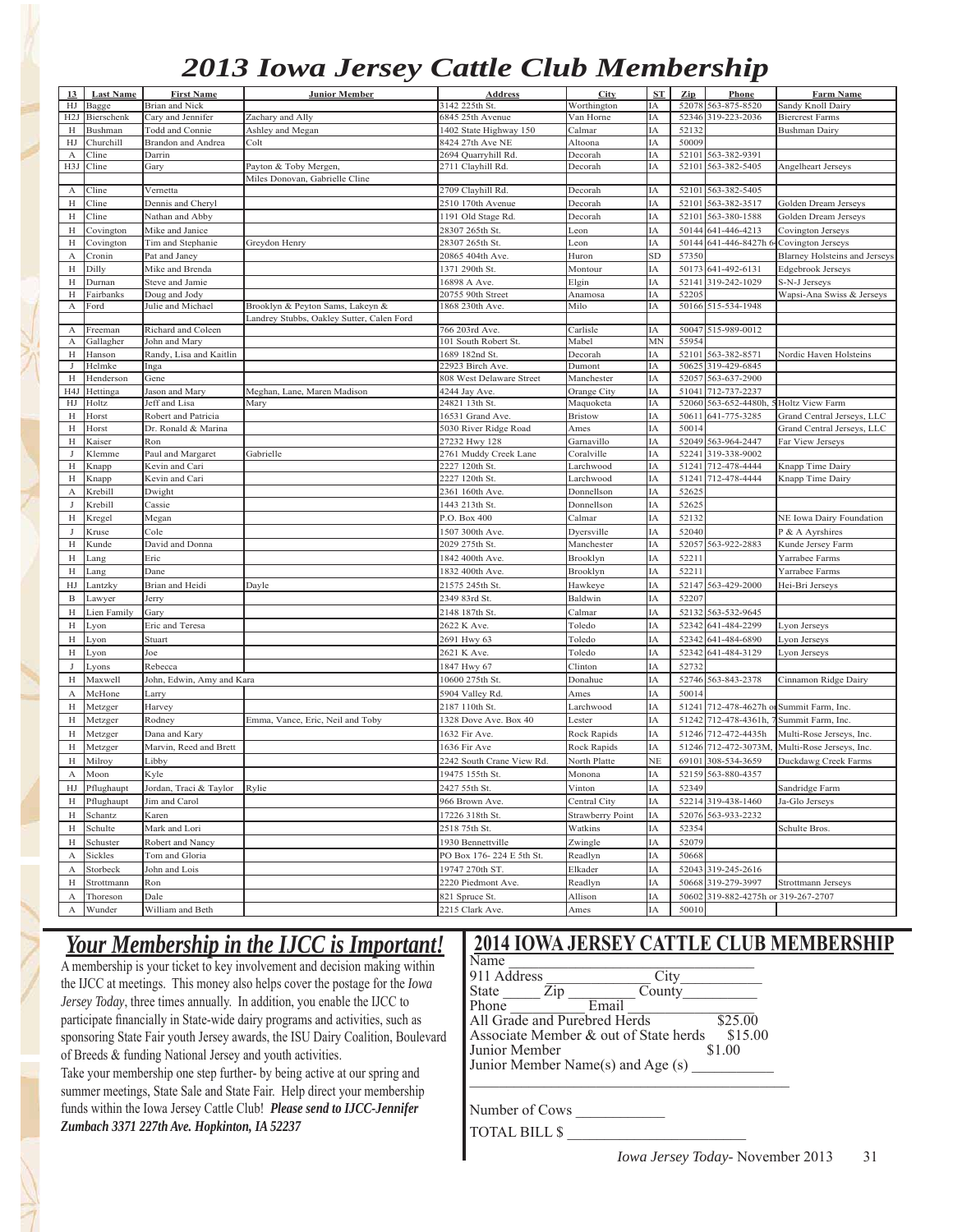# 2013 Iowa Jersey Cattle Club Membership

| 13 | Last Name | First Name | Junior Member | Address | City | ST | Zip | Phone | Farm Name |
|---|---|---|---|---|---|---|---|---|---|
| HJ | Bagge | Brian and Nick | | 3142 225th St. | Worthington | IA | 52078 | 563-875-8520 | Sandy Knoll Dairy |
| H2J | Bierschenk | Cary and Jennifer | Zachary and Ally | 6845 25th Avenue | Van Horne | IA | 52346 | 319-223-2036 | Biercrest Farms |
| H | Bushman | Todd and Connie | Ashley and Megan | 1402 State Highway 150 | Calmar | IA | 52132 | | Bushman Dairy |
| HJ | Churchill | Brandon and Andrea | Colt | 8424 27th Ave NE | Altoona | IA | 50009 | | |
| A | Cline | Darrin | | 2694 Quarryhill Rd. | Decorah | IA | 52101 | 563-382-9391 | |
| H3J | Cline | Gary | Payton & Toby Mergen, Miles Donovan, Gabrielle Cline | 2711 Clayhill Rd. | Decorah | IA | 52101 | 563-382-5405 | Angelheart Jerseys |
| A | Cline | Vernetta | | 2709 Clayhill Rd. | Decorah | IA | 52101 | 563-382-5405 | |
| H | Cline | Dennis and Cheryl | | 2510 170th Avenue | Decorah | IA | 52101 | 563-382-3517 | Golden Dream Jerseys |
| H | Cline | Nathan and Abby | | 1191 Old Stage Rd. | Decorah | IA | 52101 | 563-380-1588 | Golden Dream Jerseys |
| H | Covington | Mike and Janice | | 28307 265th St. | Leon | IA | 50144 | 641-446-4213 | Covington Jerseys |
| H | Covington | Tim and Stephanie | Greydon Henry | 28307 265th St. | Leon | IA | 50144 | 641-446-8427h 6 | Covington Jerseys |
| A | Cronin | Pat and Janey | | 20865 404th Ave. | Huron | SD | 57350 | | Blarney Holsteins and Jerseys |
| H | Dilly | Mike and Brenda | | 1371 290th St. | Montour | IA | 50173 | 641-492-6131 | Edgebrook Jerseys |
| H | Durnan | Steve and Jamie | | 16898 A Ave. | Elgin | IA | 52141 | 319-242-1029 | S-N-J Jerseys |
| H | Fairbanks | Doug and Jody | | 20755 90th Street | Anamosa | IA | 52205 | | Wapsi-Ana Swiss & Jerseys |
| A | Ford | Julie and Michael | Brooklyn & Peyton Sams, Lakeyn & Landrey Stubbs, Oakley Sutter, Calen Ford | 1868 230th Ave. | Milo | IA | 50166 | 515-534-1948 | |
| A | Freeman | Richard and Coleen | | 766 203rd Ave. | Carlisle | IA | 50047 | 515-989-0012 | |
| A | Gallagher | John and Mary | | 101 South Robert St. | Mabel | MN | 55954 | | |
| H | Hanson | Randy, Lisa and Kaitlin | | 1689 182nd St. | Decorah | IA | 52101 | 563-382-8571 | Nordic Haven Holsteins |
| J | Helmke | Inga | | 22923 Birch Ave. | Dumont | IA | 50625 | 319-429-6845 | |
| H | Henderson | Gene | | 808 West Delaware Street | Manchester | IA | 52057 | 563-637-2900 | |
| H4J | Hettinga | Jason and Mary | Meghan, Lane, Maren Madison | 4244 Jay Ave. | Orange City | IA | 51041 | 712-737-2237 | |
| HJ | Holtz | Jeff and Lisa | Mary | 24821 13th St. | Maquoketa | IA | 52060 | 563-652-4480h, 5 | Holtz View Farm |
| H | Horst | Robert and Patricia | | 16531 Grand Ave. | Bristow | IA | 50611 | 641-775-3285 | Grand Central Jerseys, LLC |
| H | Horst | Dr. Ronald & Marina | | 5030 River Ridge Road | Ames | IA | 50014 | | Grand Central Jerseys, LLC |
| H | Kaiser | Ron | | 27232 Hwy 128 | Garnavillo | IA | 52049 | 563-964-2447 | Far View Jerseys |
| J | Klemme | Paul and Margaret | Gabrielle | 2761 Muddy Creek Lane | Coralville | IA | 52241 | 319-338-9002 | |
| H | Knapp | Kevin and Cari | | 2227 120th St. | Larchwood | IA | 51241 | 712-478-4444 | Knapp Time Dairy |
| H | Knapp | Kevin and Cari | | 2227 120th St. | Larchwood | IA | 51241 | 712-478-4444 | Knapp Time Dairy |
| A | Krebill | Dwight | | 2361 160th Ave. | Donnellson | IA | 52625 | | |
| J | Krebill | Cassie | | 1443 213th St. | Donnellson | IA | 52625 | | |
| H | Kregel | Megan | | P.O. Box 400 | Calmar | IA | 52132 | | NE Iowa Dairy Foundation |
| J | Kruse | Cole | | 1507 300th Ave. | Dyersville | IA | 52040 | | P & A Ayrshires |
| H | Kunde | David and Donna | | 2029 275th St. | Manchester | IA | 52057 | 563-922-2883 | Kunde Jersey Farm |
| H | Lang | Eric | | 1842 400th Ave. | Brooklyn | IA | 52211 | | Yarrabee Farms |
| H | Lang | Dane | | 1832 400th Ave. | Brooklyn | IA | 52211 | | Yarrabee Farms |
| HJ | Lantzky | Brian and Heidi | Dayle | 21575 245th St. | Hawkeye | IA | 52147 | 563-429-2000 | Hei-Bri Jerseys |
| B | Lawyer | Jerry | | 2349 83rd St. | Baldwin | IA | 52207 | | |
| H | Lien Family | Gary | | 2148 187th St. | Calmar | IA | 52132 | 563-532-9645 | |
| H | Lyon | Eric and Teresa | | 2622 K Ave. | Toledo | IA | 52342 | 641-484-2299 | Lyon Jerseys |
| H | Lyon | Stuart | | 2691 Hwy 63 | Toledo | IA | 52342 | 641-484-6890 | Lyon Jerseys |
| H | Lyon | Joe | | 2621 K Ave. | Toledo | IA | 52342 | 641-484-3129 | Lyon Jerseys |
| J | Lyons | Rebecca | | 1847 Hwy 67 | Clinton | IA | 52732 | | |
| H | Maxwell | John, Edwin, Amy and Kara | | 10600 275th St. | Donahue | IA | 52746 | 563-843-2378 | Cinnamon Ridge Dairy |
| A | McHone | Larry | | 5904 Valley Rd. | Ames | IA | 50014 | | |
| H | Metzger | Harvey | | 2187 110th St. | Larchwood | IA | 51241 | 712-478-4627h o | Summit Farm, Inc. |
| H | Metzger | Rodney | Emma, Vance, Eric, Neil and Toby | 1328 Dove Ave. Box 40 | Lester | IA | 51242 | 712-478-4361h, 7 | Summit Farm, Inc. |
| H | Metzger | Dana and Kary | | 1632 Fir Ave. | Rock Rapids | IA | 51246 | 712-472-4435h | Multi-Rose Jerseys, Inc. |
| H | Metzger | Marvin, Reed and Brett | | 1636 Fir Ave | Rock Rapids | IA | 51246 | 712-472-3073M, | Multi-Rose Jerseys, Inc. |
| H | Milroy | Libby | | 2242 South Crane View Rd. | North Platte | NE | 69101 | 308-534-3659 | Duckdawg Creek Farms |
| A | Moon | Kyle | | 19475 155th St. | Monona | IA | 52159 | 563-880-4357 | |
| HJ | Pflughaupt | Jordan, Traci & Taylor | Rylie | 2427 55th St. | Vinton | IA | 52349 | | Sandridge Farm |
| H | Pflughaupt | Jim and Carol | | 966 Brown Ave. | Central City | IA | 52214 | 319-438-1460 | Ja-Glo Jerseys |
| H | Schantz | Karen | | 17226 318th St. | Strawberry Point | IA | 52076 | 563-933-2232 | |
| H | Schulte | Mark and Lori | | 2518 75th St. | Watkins | IA | 52354 | | Schulte Bros. |
| H | Schuster | Robert and Nancy | | 1930 Bennettville | Zwingle | IA | 52079 | | |
| A | Sickles | Tom and Gloria | | PO Box 176- 224 E 5th St. | Readlyn | IA | 50668 | | |
| A | Storbeck | John and Lois | | 19747 270th ST. | Elkader | IA | 52043 | 319-245-2616 | |
| H | Strottmann | Ron | | 2220 Piedmont Ave. | Readlyn | IA | 50668 | 319-279-3997 | Strottmann Jerseys |
| A | Thoreson | Dale | | 821 Spruce St. | Allison | IA | 50602 | 319-882-4275h or 319-267-2707 | |
| A | Wunder | William and Beth | | 2215 Clark Ave. | Ames | IA | 50010 | | |

## *Your Membership in the IJCC is Important!*

A membership is your ticket to key involvement and decision making within the IJCC at meetings. This money also helps cover the postage for the *Iowa Jersey Today*, three times annually. In addition, you enable the IJCC to participate financially in State-wide dairy programs and activities, such as sponsoring State Fair youth Jersey awards, the ISU Dairy Coalition, Boulevard of Breeds & funding National Jersey and youth activities.

Take your membership one step further- by being active at our spring and summer meetings, State Sale and State Fair. Help direct your membership funds within the Iowa Jersey Cattle Club! ***Please send to IJCC-Jennifer Zumbach 3371 227th Ave. Hopkinton, IA 52237***

## 2014 IOWA JERSEY CATTLE CLUB MEMBERSHIP

Name ______________________________

911 Address ______________ City __________

State _____ Zip _________ County _________

Phone ____________ Email ______________

All Grade and Purebred Herds $25.00

Associate Member & out of State herds $15.00

Junior Member $1.00

Junior Member Name(s) and Age (s) __________

______________________________________

Number of Cows ___________

TOTAL BILL $ ______________________